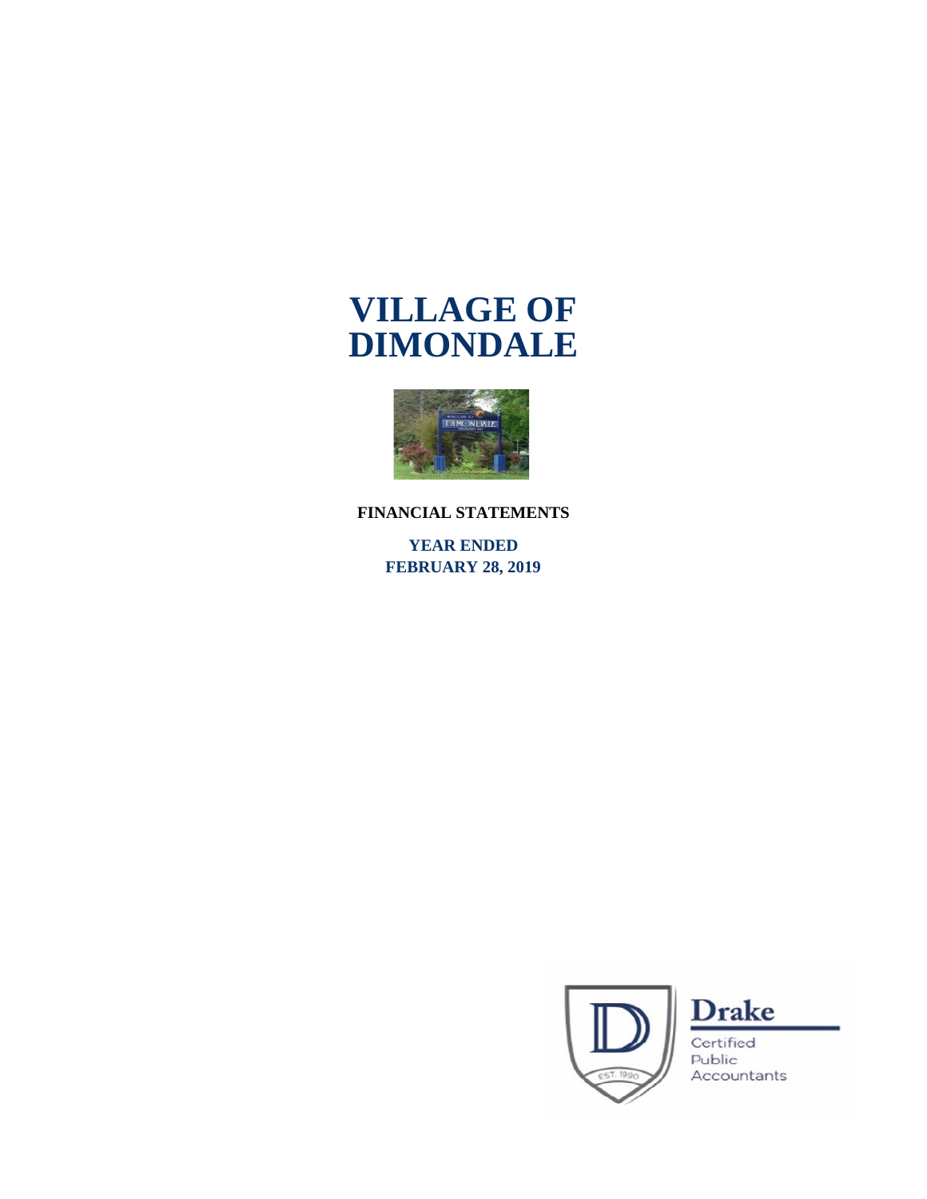# VILLAGE OF DIMONDALE

**FINANCIAL STATEMENTS**

**YEAR ENDED**
**FEBRUARY 28, 2019**

Drake
Certified
Public
Accountants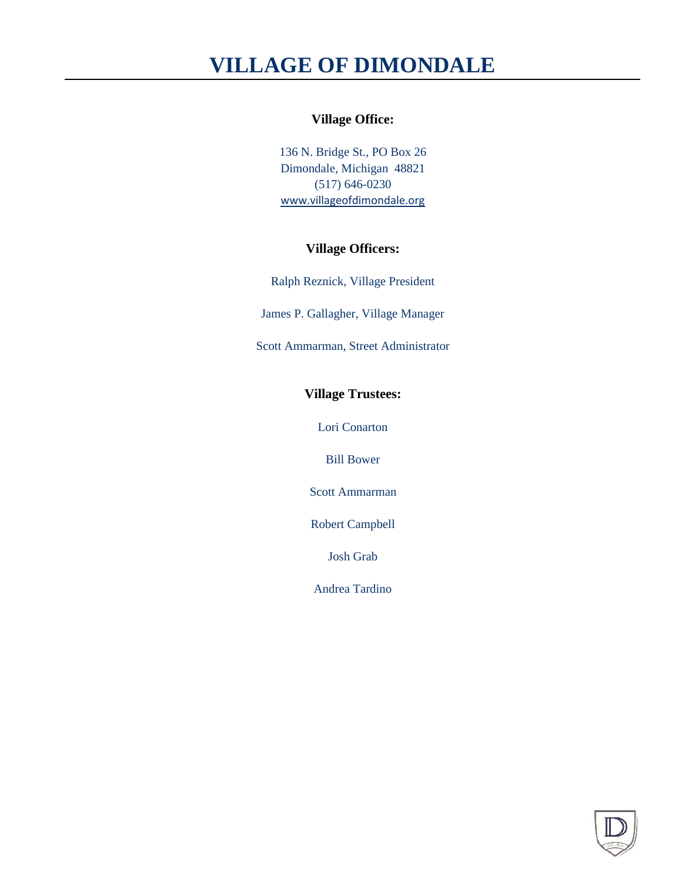# VILLAGE OF DIMONDALE

**Village Office:**

136 N. Bridge St., PO Box 26
Dimondale, Michigan 48821
(517) 646-0230
www.villageofdimondale.org

**Village Officers:**

Ralph Reznick, Village President

James P. Gallagher, Village Manager

Scott Ammarman, Street Administrator

**Village Trustees:**

Lori Conarton

Bill Bower

Scott Ammarman

Robert Campbell

Josh Grab

Andrea Tardino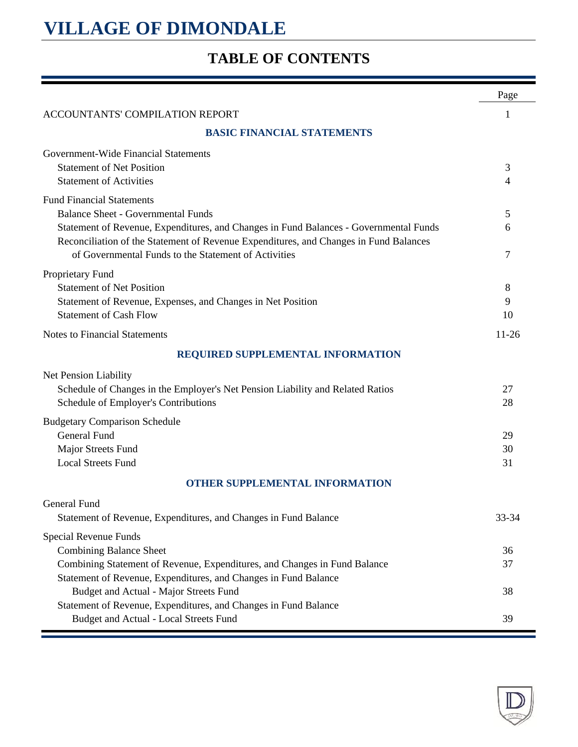# VILLAGE OF DIMONDALE

## TABLE OF CONTENTS

| | Page |
|---|---|
| ACCOUNTANTS' COMPILATION REPORT | 1 |
| **BASIC FINANCIAL STATEMENTS** | |
| Government-Wide Financial Statements | |
| Statement of Net Position | 3 |
| Statement of Activities | 4 |
| Fund Financial Statements | |
| Balance Sheet - Governmental Funds | 5 |
| Statement of Revenue, Expenditures, and Changes in Fund Balances - Governmental Funds | 6 |
| Reconciliation of the Statement of Revenue Expenditures, and Changes in Fund Balances of Governmental Funds to the Statement of Activities | 7 |
| Proprietary Fund | |
| Statement of Net Position | 8 |
| Statement of Revenue, Expenses, and Changes in Net Position | 9 |
| Statement of Cash Flow | 10 |
| Notes to Financial Statements | 11-26 |
| **REQUIRED SUPPLEMENTAL INFORMATION** | |
| Net Pension Liability | |
| Schedule of Changes in the Employer's Net Pension Liability and Related Ratios | 27 |
| Schedule of Employer's Contributions | 28 |
| Budgetary Comparison Schedule | |
| General Fund | 29 |
| Major Streets Fund | 30 |
| Local Streets Fund | 31 |
| **OTHER SUPPLEMENTAL INFORMATION** | |
| General Fund | |
| Statement of Revenue, Expenditures, and Changes in Fund Balance | 33-34 |
| Special Revenue Funds | |
| Combining Balance Sheet | 36 |
| Combining Statement of Revenue, Expenditures, and Changes in Fund Balance | 37 |
| Statement of Revenue, Expenditures, and Changes in Fund Balance Budget and Actual - Major Streets Fund | 38 |
| Statement of Revenue, Expenditures, and Changes in Fund Balance Budget and Actual - Local Streets Fund | 39 |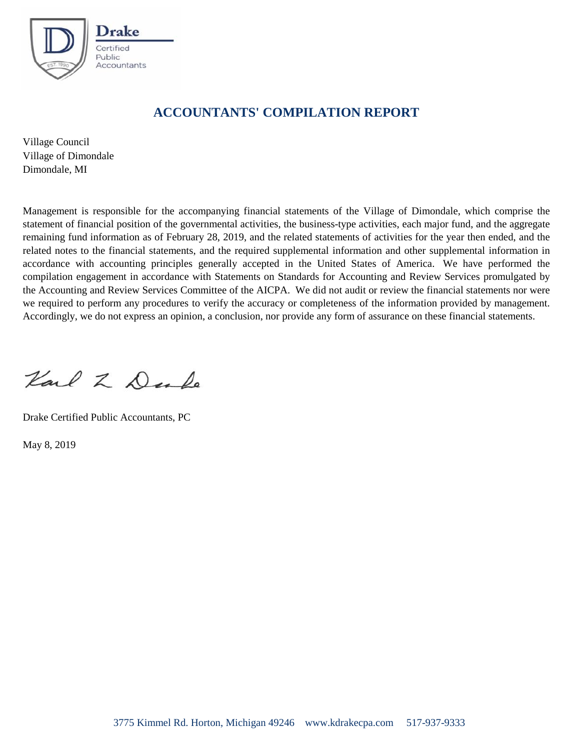**Drake**
Certified
Public
Accountants

# ACCOUNTANTS' COMPILATION REPORT

Village Council
Village of Dimondale
Dimondale, MI

Management is responsible for the accompanying financial statements of the Village of Dimondale, which comprise the statement of financial position of the governmental activities, the business-type activities, each major fund, and the aggregate remaining fund information as of February 28, 2019, and the related statements of activities for the year then ended, and the related notes to the financial statements, and the required supplemental information and other supplemental information in accordance with accounting principles generally accepted in the United States of America. We have performed the compilation engagement in accordance with Statements on Standards for Accounting and Review Services promulgated by the Accounting and Review Services Committee of the AICPA. We did not audit or review the financial statements nor were we required to perform any procedures to verify the accuracy or completeness of the information provided by management. Accordingly, we do not express an opinion, a conclusion, nor provide any form of assurance on these financial statements.

Karl L Drake

Drake Certified Public Accountants, PC

May 8, 2019

3775 Kimmel Rd. Horton, Michigan 49246 www.kdrakecpa.com 517-937-9333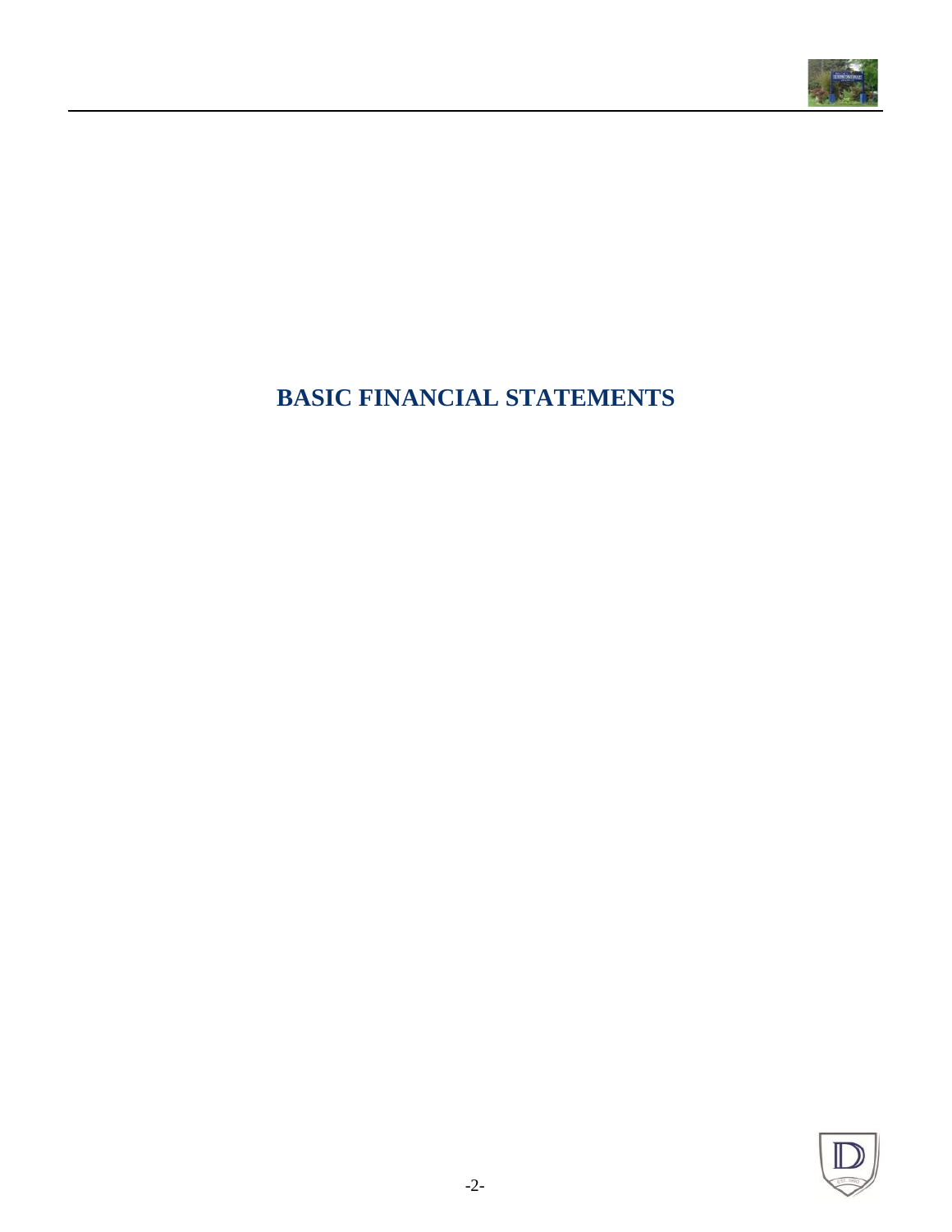# BASIC FINANCIAL STATEMENTS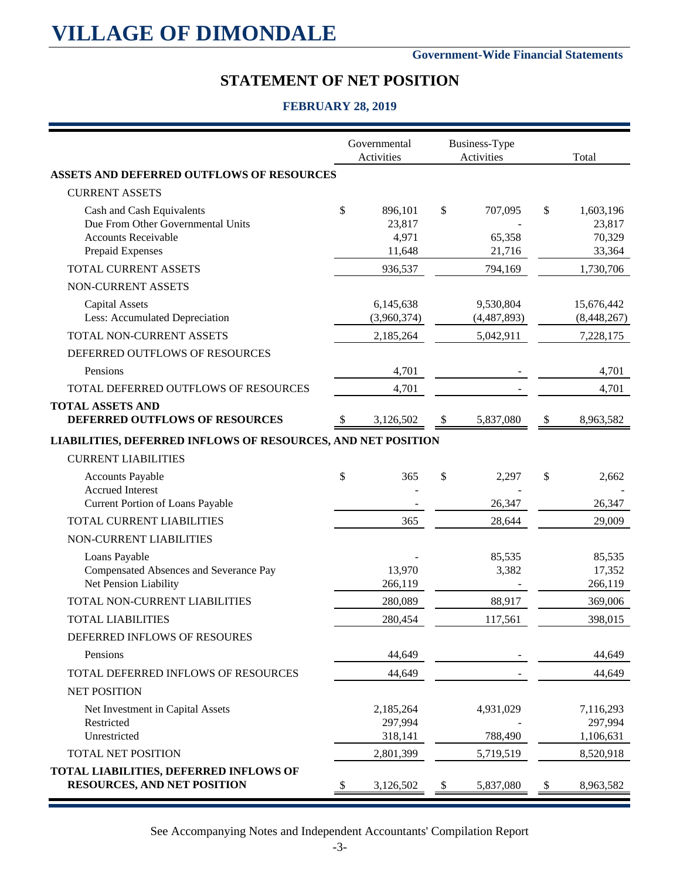# VILLAGE OF DIMONDALE

**Government-Wide Financial Statements**

## STATEMENT OF NET POSITION

### FEBRUARY 28, 2019

| | Governmental Activities | Business-Type Activities | Total |
|---|---|---|---|
| **ASSETS AND DEFERRED OUTFLOWS OF RESOURCES** | | | |
| CURRENT ASSETS | | | |
| Cash and Cash Equivalents | $ 896,101 | $ 707,095 | $ 1,603,196 |
| Due From Other Governmental Units | 23,817 | - | 23,817 |
| Accounts Receivable | 4,971 | 65,358 | 70,329 |
| Prepaid Expenses | 11,648 | 21,716 | 33,364 |
| TOTAL CURRENT ASSETS | 936,537 | 794,169 | 1,730,706 |
| NON-CURRENT ASSETS | | | |
| Capital Assets | 6,145,638 | 9,530,804 | 15,676,442 |
| Less: Accumulated Depreciation | (3,960,374) | (4,487,893) | (8,448,267) |
| TOTAL NON-CURRENT ASSETS | 2,185,264 | 5,042,911 | 7,228,175 |
| DEFERRED OUTFLOWS OF RESOURCES | | | |
| Pensions | 4,701 | - | 4,701 |
| TOTAL DEFERRED OUTFLOWS OF RESOURCES | 4,701 | - | 4,701 |
| **TOTAL ASSETS AND DEFERRED OUTFLOWS OF RESOURCES** | $ 3,126,502 | $ 5,837,080 | $ 8,963,582 |
| **LIABILITIES, DEFERRED INFLOWS OF RESOURCES, AND NET POSITION** | | | |
| CURRENT LIABILITIES | | | |
| Accounts Payable | $ 365 | $ 2,297 | $ 2,662 |
| Accrued Interest | - | - | - |
| Current Portion of Loans Payable | - | 26,347 | 26,347 |
| TOTAL CURRENT LIABILITIES | 365 | 28,644 | 29,009 |
| NON-CURRENT LIABILITIES | | | |
| Loans Payable | - | 85,535 | 85,535 |
| Compensated Absences and Severance Pay | 13,970 | 3,382 | 17,352 |
| Net Pension Liability | 266,119 | - | 266,119 |
| TOTAL NON-CURRENT LIABILITIES | 280,089 | 88,917 | 369,006 |
| TOTAL LIABILITIES | 280,454 | 117,561 | 398,015 |
| DEFERRED INFLOWS OF RESOURES | | | |
| Pensions | 44,649 | - | 44,649 |
| TOTAL DEFERRED INFLOWS OF RESOURCES | 44,649 | - | 44,649 |
| NET POSITION | | | |
| Net Investment in Capital Assets | 2,185,264 | 4,931,029 | 7,116,293 |
| Restricted | 297,994 | - | 297,994 |
| Unrestricted | 318,141 | 788,490 | 1,106,631 |
| TOTAL NET POSITION | 2,801,399 | 5,719,519 | 8,520,918 |
| **TOTAL LIABILITIES, DEFERRED INFLOWS OF RESOURCES, AND NET POSITION** | $ 3,126,502 | $ 5,837,080 | $ 8,963,582 |

See Accompanying Notes and Independent Accountants' Compilation Report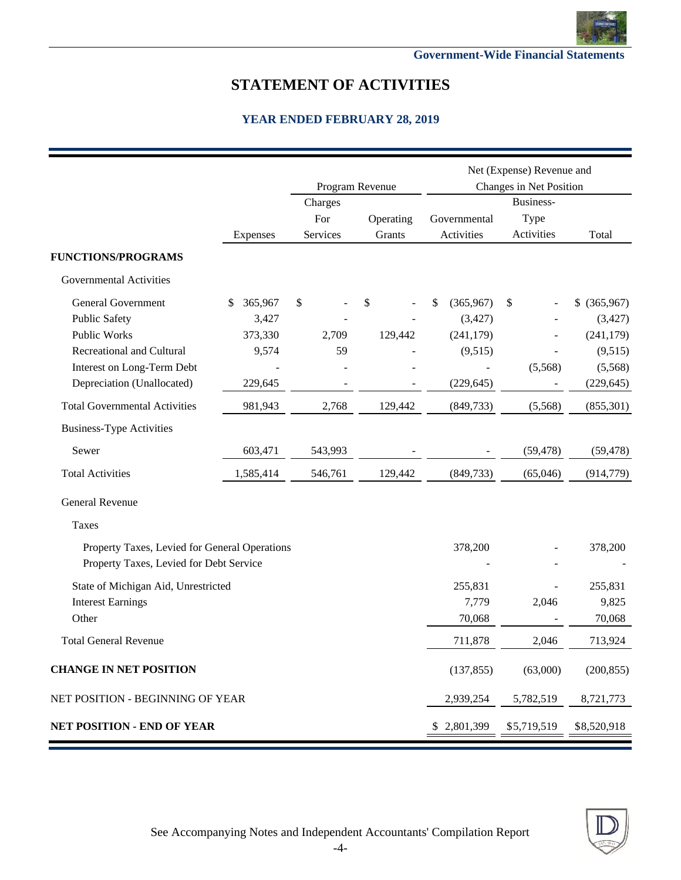# STATEMENT OF ACTIVITIES

## YEAR ENDED FEBRUARY 28, 2019

| | | Program Revenue | | Net (Expense) Revenue and Changes in Net Position | | |
|---|---|---|---|---|---|---|
| | Expenses | Charges For Services | Operating Grants | Governmental Activities | Business-Type Activities | Total |
| **FUNCTIONS/PROGRAMS** | | | | | | |
| Governmental Activities | | | | | | |
| General Government | $ 365,967 | $ - | $ - | $ (365,967) | $ - | $ (365,967) |
| Public Safety | 3,427 | - | - | (3,427) | - | (3,427) |
| Public Works | 373,330 | 2,709 | 129,442 | (241,179) | - | (241,179) |
| Recreational and Cultural | 9,574 | 59 | - | (9,515) | - | (9,515) |
| Interest on Long-Term Debt | - | - | - | - | (5,568) | (5,568) |
| Depreciation (Unallocated) | 229,645 | - | - | (229,645) | - | (229,645) |
| Total Governmental Activities | 981,943 | 2,768 | 129,442 | (849,733) | (5,568) | (855,301) |
| Business-Type Activities | | | | | | |
| Sewer | 603,471 | 543,993 | - | - | (59,478) | (59,478) |
| Total Activities | 1,585,414 | 546,761 | 129,442 | (849,733) | (65,046) | (914,779) |
| General Revenue | | | | | | |
| Taxes | | | | | | |
| Property Taxes, Levied for General Operations | | | | 378,200 | - | 378,200 |
| Property Taxes, Levied for Debt Service | | | | - | - | - |
| State of Michigan Aid, Unrestricted | | | | 255,831 | - | 255,831 |
| Interest Earnings | | | | 7,779 | 2,046 | 9,825 |
| Other | | | | 70,068 | - | 70,068 |
| Total General Revenue | | | | 711,878 | 2,046 | 713,924 |
| **CHANGE IN NET POSITION** | | | | (137,855) | (63,000) | (200,855) |
| NET POSITION - BEGINNING OF YEAR | | | | 2,939,254 | 5,782,519 | 8,721,773 |
| **NET POSITION - END OF YEAR** | | | | $ 2,801,399 | $5,719,519 | $8,520,918 |

See Accompanying Notes and Independent Accountants' Compilation Report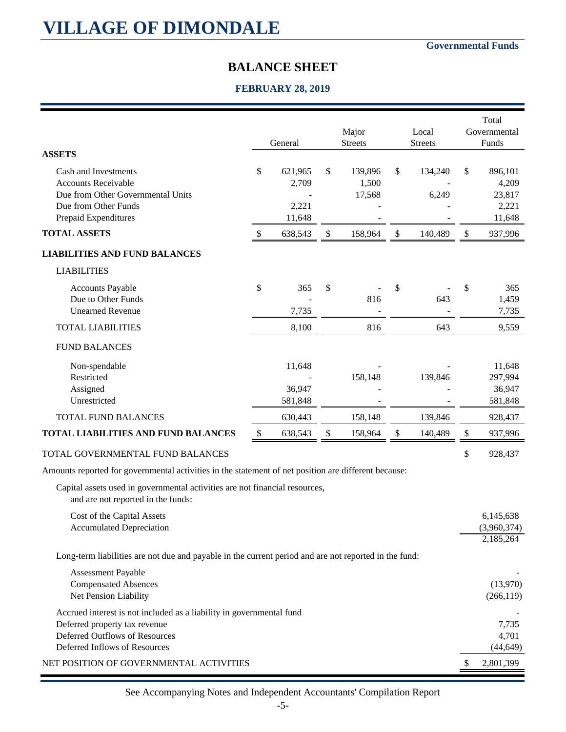# VILLAGE OF DIMONDALE

**Governmental Funds**

## BALANCE SHEET

**FEBRUARY 28, 2019**

| | General | Major Streets | Local Streets | Total Governmental Funds |
|---|---|---|---|---|
| **ASSETS** | | | | |
| Cash and Investments | $ 621,965 | $ 139,896 | $ 134,240 | $ 896,101 |
| Accounts Receivable | 2,709 | 1,500 | - | 4,209 |
| Due from Other Governmental Units | - | 17,568 | 6,249 | 23,817 |
| Due from Other Funds | 2,221 | - | - | 2,221 |
| Prepaid Expenditures | 11,648 | - | - | 11,648 |
| **TOTAL ASSETS** | $ 638,543 | $ 158,964 | $ 140,489 | $ 937,996 |
| **LIABILITIES AND FUND BALANCES** | | | | |
| LIABILITIES | | | | |
| Accounts Payable | $ 365 | $ - | $ - | $ 365 |
| Due to Other Funds | - | 816 | 643 | 1,459 |
| Unearned Revenue | 7,735 | - | - | 7,735 |
| TOTAL LIABILITIES | 8,100 | 816 | 643 | 9,559 |
| FUND BALANCES | | | | |
| Non-spendable | 11,648 | - | - | 11,648 |
| Restricted | - | 158,148 | 139,846 | 297,994 |
| Assigned | 36,947 | - | - | 36,947 |
| Unrestricted | 581,848 | - | - | 581,848 |
| TOTAL FUND BALANCES | 630,443 | 158,148 | 139,846 | 928,437 |
| **TOTAL LIABILITIES AND FUND BALANCES** | $ 638,543 | $ 158,964 | $ 140,489 | $ 937,996 |

| | |
|---|---|
| TOTAL GOVERNMENTAL FUND BALANCES | $ 928,437 |
| Amounts reported for governmental activities in the statement of net position are different because: | |
| Capital assets used in governmental activities are not financial resources, and are not reported in the funds: | |
| Cost of the Capital Assets | 6,145,638 |
| Accumulated Depreciation | (3,960,374) |
| | 2,185,264 |
| Long-term liabilities are not due and payable in the current period and are not reported in the fund: | |
| Assessment Payable | - |
| Compensated Absences | (13,970) |
| Net Pension Liability | (266,119) |
| Accrued interest is not included as a liability in governmental fund | - |
| Deferred property tax revenue | 7,735 |
| Deferred Outflows of Resources | 4,701 |
| Deferred Inflows of Resources | (44,649) |
| NET POSITION OF GOVERNMENTAL ACTIVITIES | $ 2,801,399 |

See Accompanying Notes and Independent Accountants' Compilation Report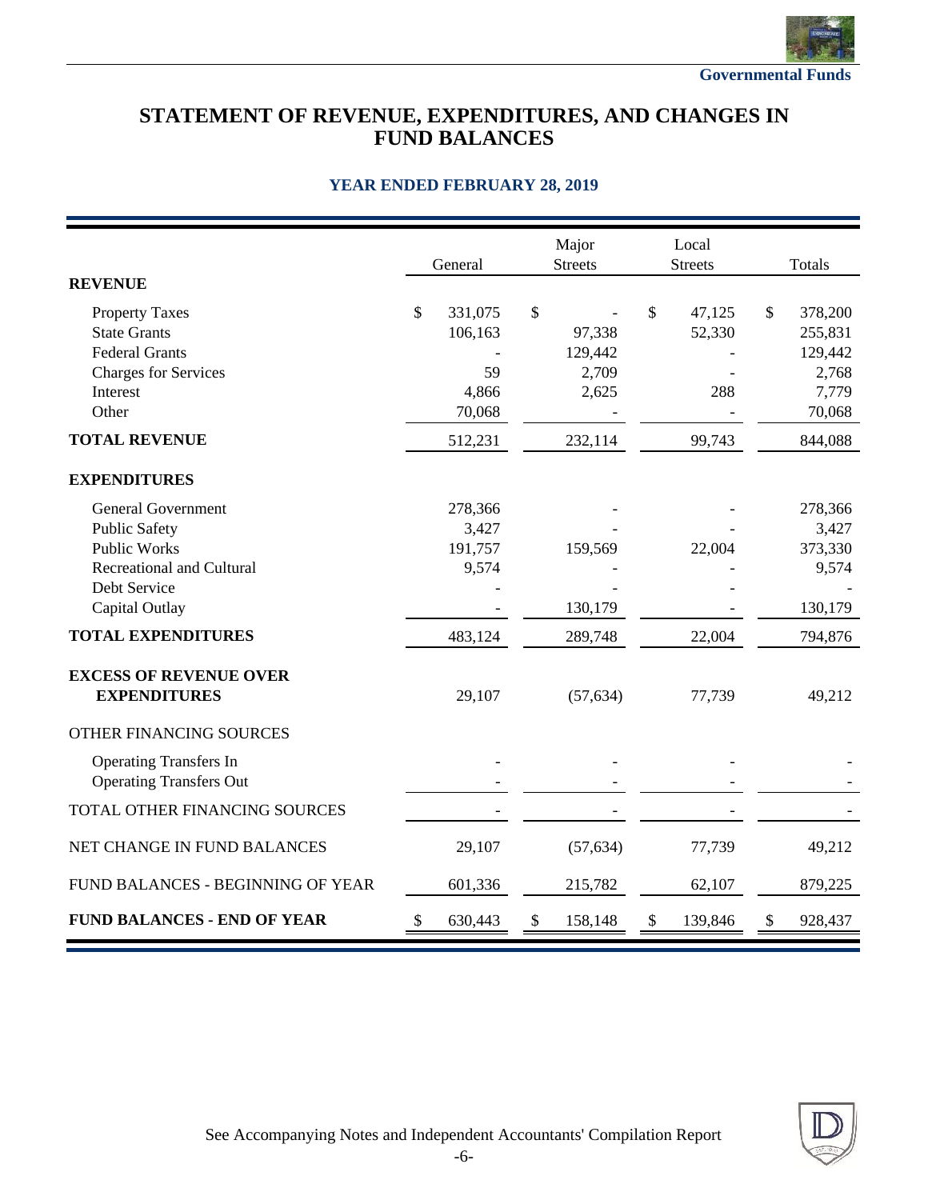# STATEMENT OF REVENUE, EXPENDITURES, AND CHANGES IN FUND BALANCES

## YEAR ENDED FEBRUARY 28, 2019

| | General | Major Streets | Local Streets | Totals |
|---|---|---|---|---|
| **REVENUE** | | | | |
| Property Taxes | $ 331,075 | $ - | $ 47,125 | $ 378,200 |
| State Grants | 106,163 | 97,338 | 52,330 | 255,831 |
| Federal Grants | - | 129,442 | - | 129,442 |
| Charges for Services | 59 | 2,709 | - | 2,768 |
| Interest | 4,866 | 2,625 | 288 | 7,779 |
| Other | 70,068 | - | - | 70,068 |
| **TOTAL REVENUE** | 512,231 | 232,114 | 99,743 | 844,088 |
| **EXPENDITURES** | | | | |
| General Government | 278,366 | - | - | 278,366 |
| Public Safety | 3,427 | - | - | 3,427 |
| Public Works | 191,757 | 159,569 | 22,004 | 373,330 |
| Recreational and Cultural | 9,574 | - | - | 9,574 |
| Debt Service | - | - | - | - |
| Capital Outlay | - | 130,179 | - | 130,179 |
| **TOTAL EXPENDITURES** | 483,124 | 289,748 | 22,004 | 794,876 |
| **EXCESS OF REVENUE OVER EXPENDITURES** | 29,107 | (57,634) | 77,739 | 49,212 |
| OTHER FINANCING SOURCES | | | | |
| Operating Transfers In | - | - | - | - |
| Operating Transfers Out | - | - | - | - |
| TOTAL OTHER FINANCING SOURCES | - | - | - | - |
| NET CHANGE IN FUND BALANCES | 29,107 | (57,634) | 77,739 | 49,212 |
| FUND BALANCES - BEGINNING OF YEAR | 601,336 | 215,782 | 62,107 | 879,225 |
| **FUND BALANCES - END OF YEAR** | $ 630,443 | $ 158,148 | $ 139,846 | $ 928,437 |

See Accompanying Notes and Independent Accountants' Compilation Report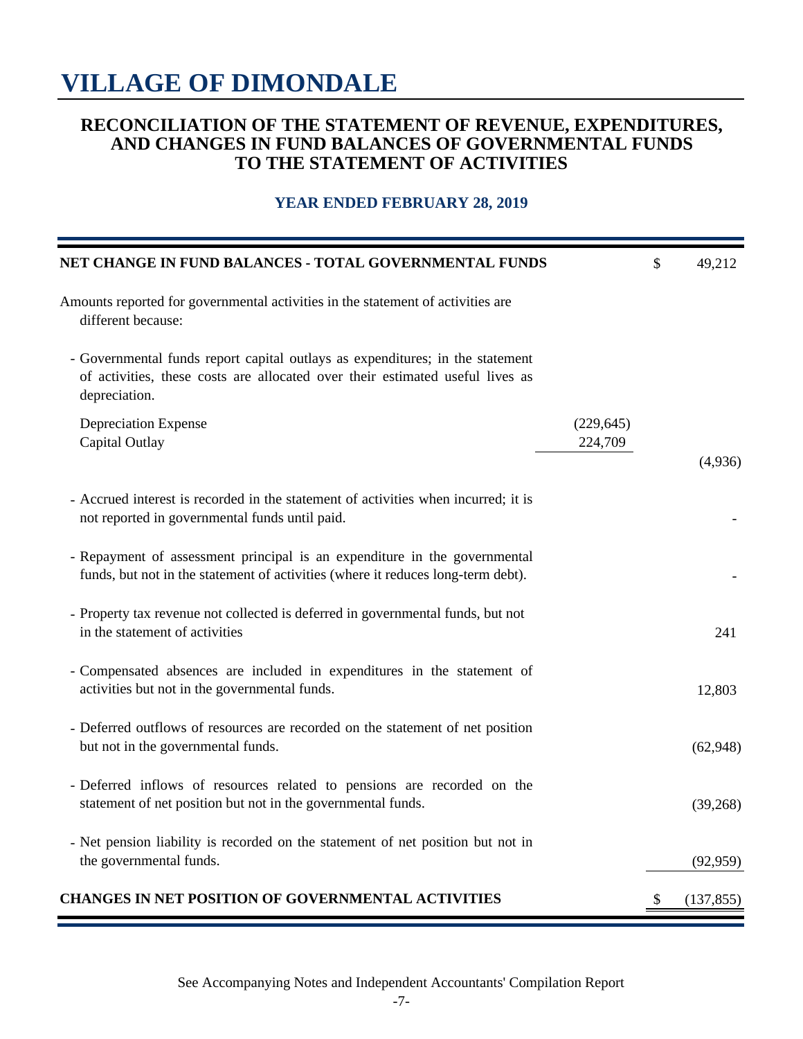# VILLAGE OF DIMONDALE

## RECONCILIATION OF THE STATEMENT OF REVENUE, EXPENDITURES, AND CHANGES IN FUND BALANCES OF GOVERNMENTAL FUNDS TO THE STATEMENT OF ACTIVITIES

### YEAR ENDED FEBRUARY 28, 2019

| | | | |
|---|---|---|---|
| **NET CHANGE IN FUND BALANCES - TOTAL GOVERNMENTAL FUNDS** | | $ | 49,212 |
| Amounts reported for governmental activities in the statement of activities are different because: | | | |
| - Governmental funds report capital outlays as expenditures; in the statement of activities, these costs are allocated over their estimated useful lives as depreciation. | | | |
| Depreciation Expense | (229,645) | | |
| Capital Outlay | 224,709 | | |
| | | | (4,936) |
| - Accrued interest is recorded in the statement of activities when incurred; it is not reported in governmental funds until paid. | | | - |
| - Repayment of assessment principal is an expenditure in the governmental funds, but not in the statement of activities (where it reduces long-term debt). | | | - |
| - Property tax revenue not collected is deferred in governmental funds, but not in the statement of activities | | | 241 |
| - Compensated absences are included in expenditures in the statement of activities but not in the governmental funds. | | | 12,803 |
| - Deferred outflows of resources are recorded on the statement of net position but not in the governmental funds. | | | (62,948) |
| - Deferred inflows of resources related to pensions are recorded on the statement of net position but not in the governmental funds. | | | (39,268) |
| - Net pension liability is recorded on the statement of net position but not in the governmental funds. | | | (92,959) |
| **CHANGES IN NET POSITION OF GOVERNMENTAL ACTIVITIES** | | $ | (137,855) |

See Accompanying Notes and Independent Accountants' Compilation Report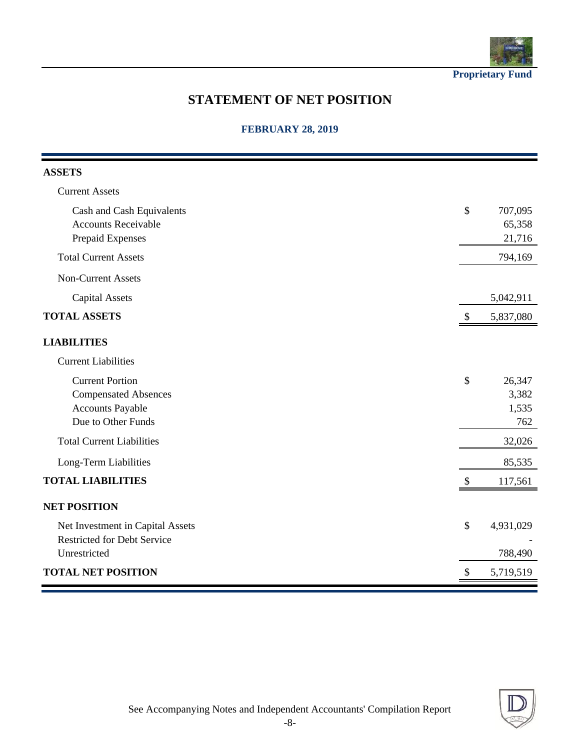Proprietary Fund

# STATEMENT OF NET POSITION

## FEBRUARY 28, 2019

| | | |
|---|---|---|
| **ASSETS** | | |
| Current Assets | | |
| Cash and Cash Equivalents | $ | 707,095 |
| Accounts Receivable | | 65,358 |
| Prepaid Expenses | | 21,716 |
| Total Current Assets | | 794,169 |
| Non-Current Assets | | |
| Capital Assets | | 5,042,911 |
| **TOTAL ASSETS** | $ | 5,837,080 |
| **LIABILITIES** | | |
| Current Liabilities | | |
| Current Portion | $ | 26,347 |
| Compensated Absences | | 3,382 |
| Accounts Payable | | 1,535 |
| Due to Other Funds | | 762 |
| Total Current Liabilities | | 32,026 |
| Long-Term Liabilities | | 85,535 |
| **TOTAL LIABILITIES** | $ | 117,561 |
| **NET POSITION** | | |
| Net Investment in Capital Assets | $ | 4,931,029 |
| Restricted for Debt Service | | - |
| Unrestricted | | 788,490 |
| **TOTAL NET POSITION** | $ | 5,719,519 |

See Accompanying Notes and Independent Accountants' Compilation Report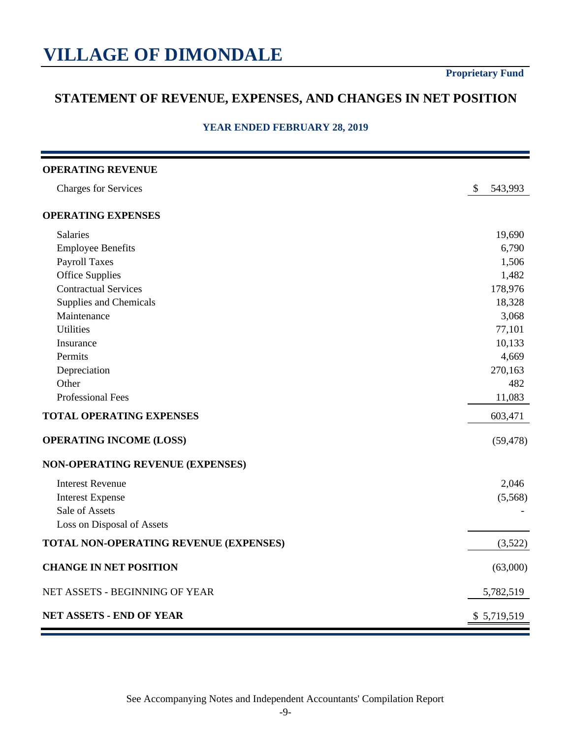# VILLAGE OF DIMONDALE

**Proprietary Fund**

## STATEMENT OF REVENUE, EXPENSES, AND CHANGES IN NET POSITION

### YEAR ENDED FEBRUARY 28, 2019

| | |
|---|---|
| **OPERATING REVENUE** | |
| Charges for Services | $ 543,993 |
| **OPERATING EXPENSES** | |
| Salaries | 19,690 |
| Employee Benefits | 6,790 |
| Payroll Taxes | 1,506 |
| Office Supplies | 1,482 |
| Contractual Services | 178,976 |
| Supplies and Chemicals | 18,328 |
| Maintenance | 3,068 |
| Utilities | 77,101 |
| Insurance | 10,133 |
| Permits | 4,669 |
| Depreciation | 270,163 |
| Other | 482 |
| Professional Fees | 11,083 |
| **TOTAL OPERATING EXPENSES** | 603,471 |
| **OPERATING INCOME (LOSS)** | (59,478) |
| **NON-OPERATING REVENUE (EXPENSES)** | |
| Interest Revenue | 2,046 |
| Interest Expense | (5,568) |
| Sale of Assets | - |
| Loss on Disposal of Assets | |
| **TOTAL NON-OPERATING REVENUE (EXPENSES)** | (3,522) |
| **CHANGE IN NET POSITION** | (63,000) |
| NET ASSETS - BEGINNING OF YEAR | 5,782,519 |
| **NET ASSETS - END OF YEAR** | $ 5,719,519 |

See Accompanying Notes and Independent Accountants' Compilation Report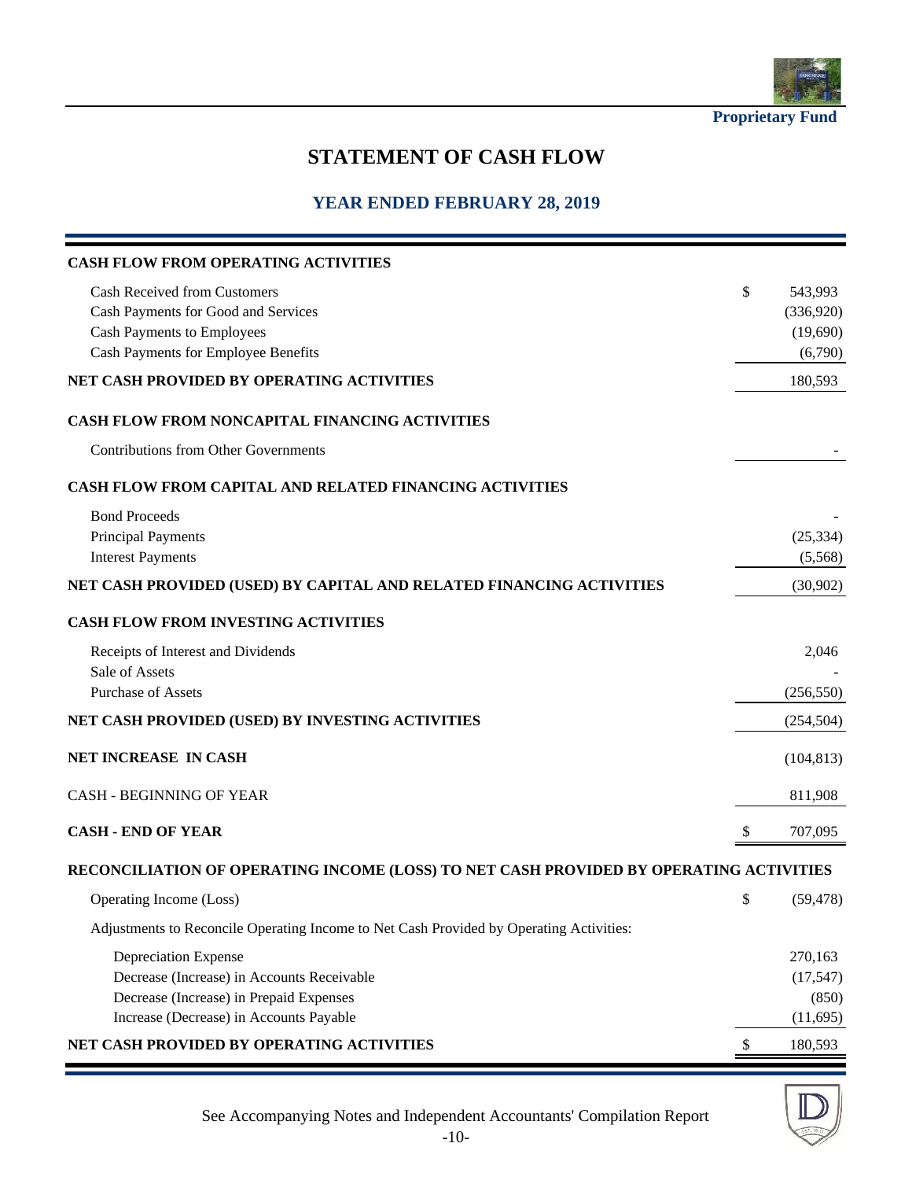Proprietary Fund

# STATEMENT OF CASH FLOW

## YEAR ENDED FEBRUARY 28, 2019

| | | |
|---|---|---|
| **CASH FLOW FROM OPERATING ACTIVITIES** | | |
| Cash Received from Customers | $ | 543,993 |
| Cash Payments for Good and Services | | (336,920) |
| Cash Payments to Employees | | (19,690) |
| Cash Payments for Employee Benefits | | (6,790) |
| **NET CASH PROVIDED BY OPERATING ACTIVITIES** | | 180,593 |
| **CASH FLOW FROM NONCAPITAL FINANCING ACTIVITIES** | | |
| Contributions from Other Governments | | - |
| **CASH FLOW FROM CAPITAL AND RELATED FINANCING ACTIVITIES** | | |
| Bond Proceeds | | - |
| Principal Payments | | (25,334) |
| Interest Payments | | (5,568) |
| **NET CASH PROVIDED (USED) BY CAPITAL AND RELATED FINANCING ACTIVITIES** | | (30,902) |
| **CASH FLOW FROM INVESTING ACTIVITIES** | | |
| Receipts of Interest and Dividends | | 2,046 |
| Sale of Assets | | - |
| Purchase of Assets | | (256,550) |
| **NET CASH PROVIDED (USED) BY INVESTING ACTIVITIES** | | (254,504) |
| **NET INCREASE IN CASH** | | (104,813) |
| CASH - BEGINNING OF YEAR | | 811,908 |
| **CASH - END OF YEAR** | $ | 707,095 |
| **RECONCILIATION OF OPERATING INCOME (LOSS) TO NET CASH PROVIDED BY OPERATING ACTIVITIES** | | |
| Operating Income (Loss) | $ | (59,478) |
| Adjustments to Reconcile Operating Income to Net Cash Provided by Operating Activities: | | |
| Depreciation Expense | | 270,163 |
| Decrease (Increase) in Accounts Receivable | | (17,547) |
| Decrease (Increase) in Prepaid Expenses | | (850) |
| Increase (Decrease) in Accounts Payable | | (11,695) |
| **NET CASH PROVIDED BY OPERATING ACTIVITIES** | $ | 180,593 |

See Accompanying Notes and Independent Accountants' Compilation Report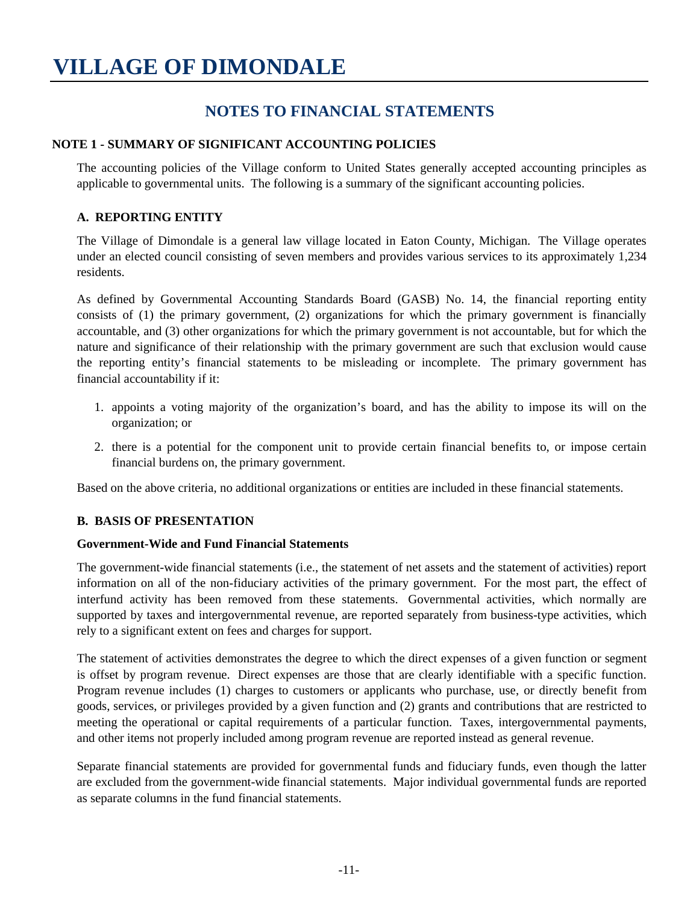# VILLAGE OF DIMONDALE

## NOTES TO FINANCIAL STATEMENTS

### NOTE 1 - SUMMARY OF SIGNIFICANT ACCOUNTING POLICIES

The accounting policies of the Village conform to United States generally accepted accounting principles as applicable to governmental units. The following is a summary of the significant accounting policies.

#### A. REPORTING ENTITY

The Village of Dimondale is a general law village located in Eaton County, Michigan. The Village operates under an elected council consisting of seven members and provides various services to its approximately 1,234 residents.

As defined by Governmental Accounting Standards Board (GASB) No. 14, the financial reporting entity consists of (1) the primary government, (2) organizations for which the primary government is financially accountable, and (3) other organizations for which the primary government is not accountable, but for which the nature and significance of their relationship with the primary government are such that exclusion would cause the reporting entity's financial statements to be misleading or incomplete. The primary government has financial accountability if it:

1. appoints a voting majority of the organization's board, and has the ability to impose its will on the organization; or
2. there is a potential for the component unit to provide certain financial benefits to, or impose certain financial burdens on, the primary government.

Based on the above criteria, no additional organizations or entities are included in these financial statements.

#### B. BASIS OF PRESENTATION

**Government-Wide and Fund Financial Statements**

The government-wide financial statements (i.e., the statement of net assets and the statement of activities) report information on all of the non-fiduciary activities of the primary government. For the most part, the effect of interfund activity has been removed from these statements. Governmental activities, which normally are supported by taxes and intergovernmental revenue, are reported separately from business-type activities, which rely to a significant extent on fees and charges for support.

The statement of activities demonstrates the degree to which the direct expenses of a given function or segment is offset by program revenue. Direct expenses are those that are clearly identifiable with a specific function. Program revenue includes (1) charges to customers or applicants who purchase, use, or directly benefit from goods, services, or privileges provided by a given function and (2) grants and contributions that are restricted to meeting the operational or capital requirements of a particular function. Taxes, intergovernmental payments, and other items not properly included among program revenue are reported instead as general revenue.

Separate financial statements are provided for governmental funds and fiduciary funds, even though the latter are excluded from the government-wide financial statements. Major individual governmental funds are reported as separate columns in the fund financial statements.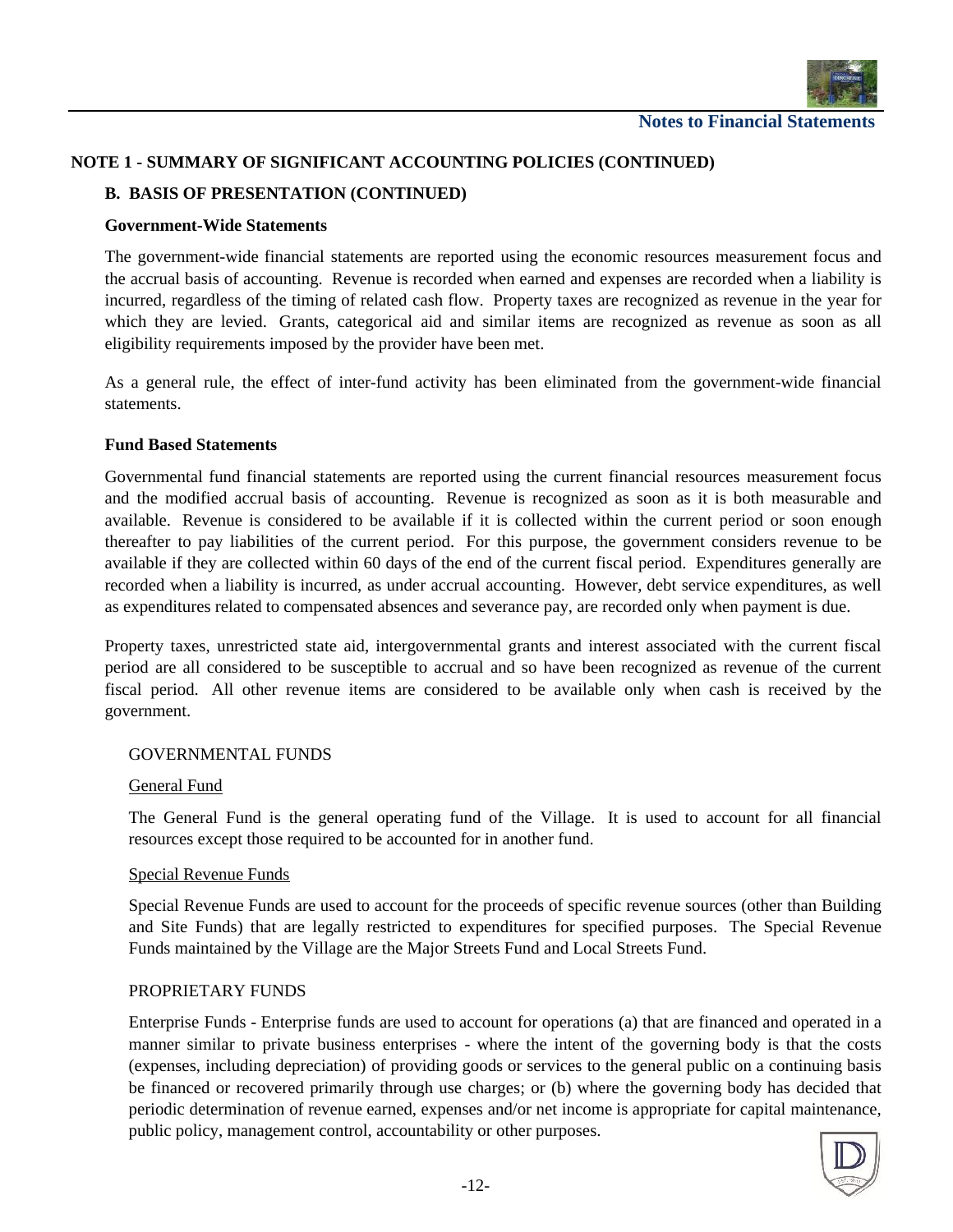## NOTE 1 - SUMMARY OF SIGNIFICANT ACCOUNTING POLICIES (CONTINUED)

### B. BASIS OF PRESENTATION (CONTINUED)

**Government-Wide Statements**

The government-wide financial statements are reported using the economic resources measurement focus and the accrual basis of accounting. Revenue is recorded when earned and expenses are recorded when a liability is incurred, regardless of the timing of related cash flow. Property taxes are recognized as revenue in the year for which they are levied. Grants, categorical aid and similar items are recognized as revenue as soon as all eligibility requirements imposed by the provider have been met.

As a general rule, the effect of inter-fund activity has been eliminated from the government-wide financial statements.

**Fund Based Statements**

Governmental fund financial statements are reported using the current financial resources measurement focus and the modified accrual basis of accounting. Revenue is recognized as soon as it is both measurable and available. Revenue is considered to be available if it is collected within the current period or soon enough thereafter to pay liabilities of the current period. For this purpose, the government considers revenue to be available if they are collected within 60 days of the end of the current fiscal period. Expenditures generally are recorded when a liability is incurred, as under accrual accounting. However, debt service expenditures, as well as expenditures related to compensated absences and severance pay, are recorded only when payment is due.

Property taxes, unrestricted state aid, intergovernmental grants and interest associated with the current fiscal period are all considered to be susceptible to accrual and so have been recognized as revenue of the current fiscal period. All other revenue items are considered to be available only when cash is received by the government.

GOVERNMENTAL FUNDS

General Fund

The General Fund is the general operating fund of the Village. It is used to account for all financial resources except those required to be accounted for in another fund.

Special Revenue Funds

Special Revenue Funds are used to account for the proceeds of specific revenue sources (other than Building and Site Funds) that are legally restricted to expenditures for specified purposes. The Special Revenue Funds maintained by the Village are the Major Streets Fund and Local Streets Fund.

PROPRIETARY FUNDS

Enterprise Funds - Enterprise funds are used to account for operations (a) that are financed and operated in a manner similar to private business enterprises - where the intent of the governing body is that the costs (expenses, including depreciation) of providing goods or services to the general public on a continuing basis be financed or recovered primarily through use charges; or (b) where the governing body has decided that periodic determination of revenue earned, expenses and/or net income is appropriate for capital maintenance, public policy, management control, accountability or other purposes.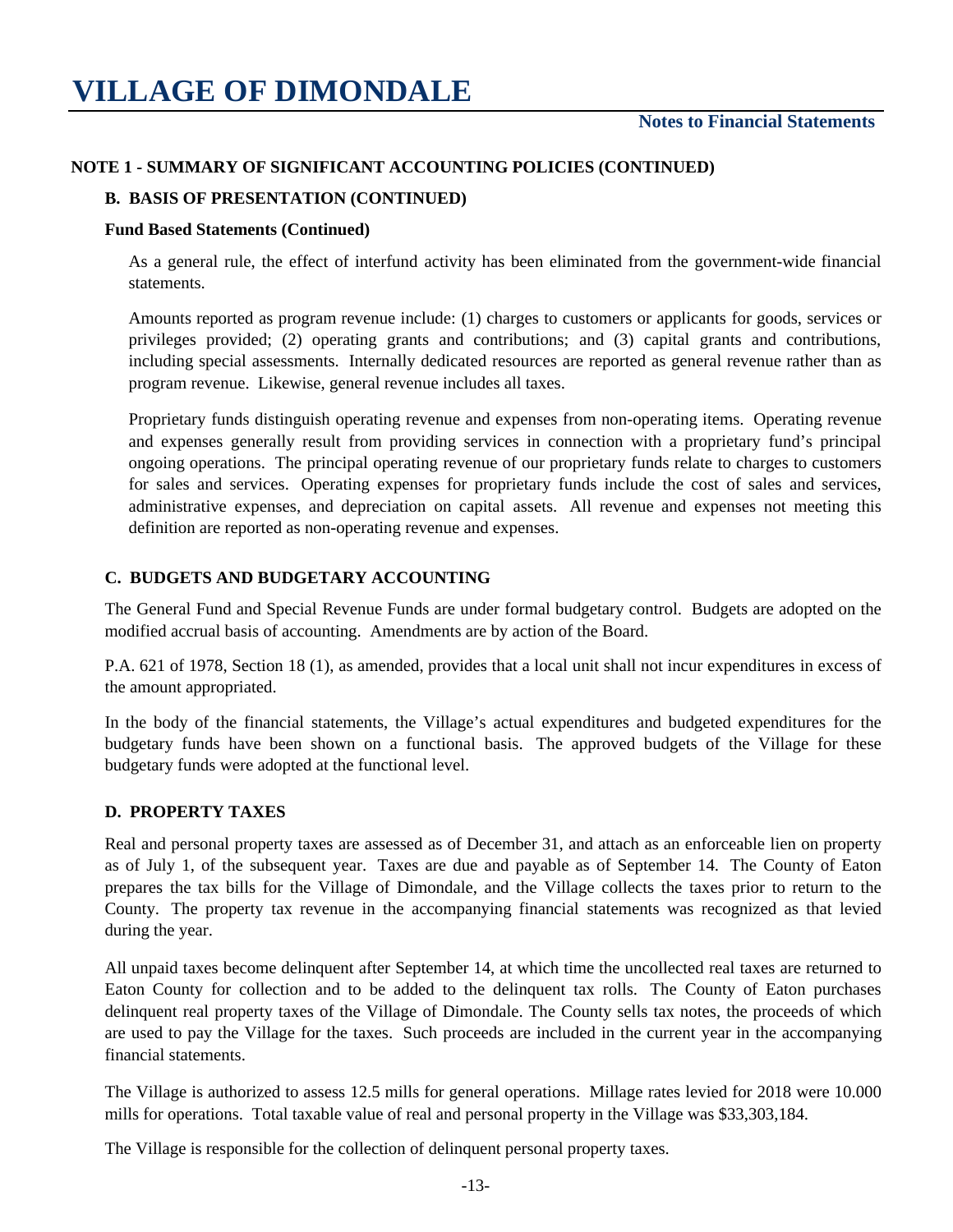## NOTE 1 - SUMMARY OF SIGNIFICANT ACCOUNTING POLICIES (CONTINUED)

### B. BASIS OF PRESENTATION (CONTINUED)

**Fund Based Statements (Continued)**

As a general rule, the effect of interfund activity has been eliminated from the government-wide financial statements.

Amounts reported as program revenue include: (1) charges to customers or applicants for goods, services or privileges provided; (2) operating grants and contributions; and (3) capital grants and contributions, including special assessments. Internally dedicated resources are reported as general revenue rather than as program revenue. Likewise, general revenue includes all taxes.

Proprietary funds distinguish operating revenue and expenses from non-operating items. Operating revenue and expenses generally result from providing services in connection with a proprietary fund's principal ongoing operations. The principal operating revenue of our proprietary funds relate to charges to customers for sales and services. Operating expenses for proprietary funds include the cost of sales and services, administrative expenses, and depreciation on capital assets. All revenue and expenses not meeting this definition are reported as non-operating revenue and expenses.

### C. BUDGETS AND BUDGETARY ACCOUNTING

The General Fund and Special Revenue Funds are under formal budgetary control. Budgets are adopted on the modified accrual basis of accounting. Amendments are by action of the Board.

P.A. 621 of 1978, Section 18 (1), as amended, provides that a local unit shall not incur expenditures in excess of the amount appropriated.

In the body of the financial statements, the Village's actual expenditures and budgeted expenditures for the budgetary funds have been shown on a functional basis. The approved budgets of the Village for these budgetary funds were adopted at the functional level.

### D. PROPERTY TAXES

Real and personal property taxes are assessed as of December 31, and attach as an enforceable lien on property as of July 1, of the subsequent year. Taxes are due and payable as of September 14. The County of Eaton prepares the tax bills for the Village of Dimondale, and the Village collects the taxes prior to return to the County. The property tax revenue in the accompanying financial statements was recognized as that levied during the year.

All unpaid taxes become delinquent after September 14, at which time the uncollected real taxes are returned to Eaton County for collection and to be added to the delinquent tax rolls. The County of Eaton purchases delinquent real property taxes of the Village of Dimondale. The County sells tax notes, the proceeds of which are used to pay the Village for the taxes. Such proceeds are included in the current year in the accompanying financial statements.

The Village is authorized to assess 12.5 mills for general operations. Millage rates levied for 2018 were 10.000 mills for operations. Total taxable value of real and personal property in the Village was $33,303,184.

The Village is responsible for the collection of delinquent personal property taxes.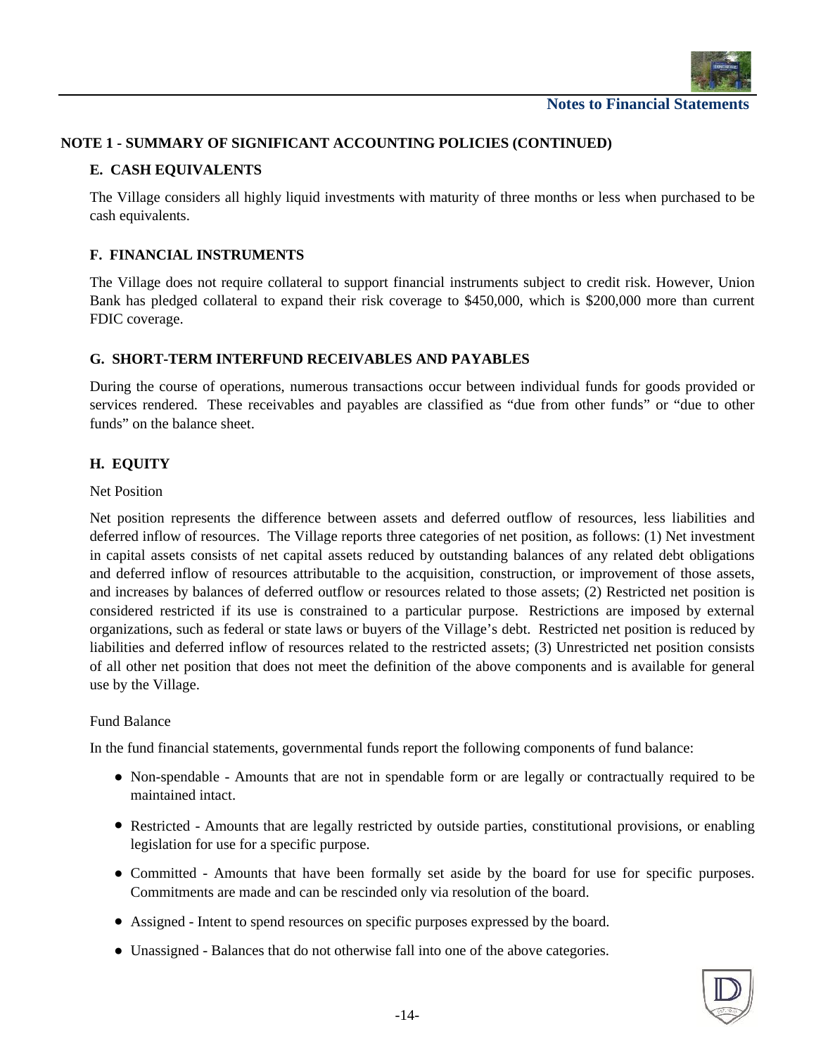## NOTE 1 - SUMMARY OF SIGNIFICANT ACCOUNTING POLICIES (CONTINUED)

### E. CASH EQUIVALENTS

The Village considers all highly liquid investments with maturity of three months or less when purchased to be cash equivalents.

### F. FINANCIAL INSTRUMENTS

The Village does not require collateral to support financial instruments subject to credit risk. However, Union Bank has pledged collateral to expand their risk coverage to $450,000, which is $200,000 more than current FDIC coverage.

### G. SHORT-TERM INTERFUND RECEIVABLES AND PAYABLES

During the course of operations, numerous transactions occur between individual funds for goods provided or services rendered. These receivables and payables are classified as "due from other funds" or "due to other funds" on the balance sheet.

### H. EQUITY

Net Position

Net position represents the difference between assets and deferred outflow of resources, less liabilities and deferred inflow of resources. The Village reports three categories of net position, as follows: (1) Net investment in capital assets consists of net capital assets reduced by outstanding balances of any related debt obligations and deferred inflow of resources attributable to the acquisition, construction, or improvement of those assets, and increases by balances of deferred outflow or resources related to those assets; (2) Restricted net position is considered restricted if its use is constrained to a particular purpose. Restrictions are imposed by external organizations, such as federal or state laws or buyers of the Village's debt. Restricted net position is reduced by liabilities and deferred inflow of resources related to the restricted assets; (3) Unrestricted net position consists of all other net position that does not meet the definition of the above components and is available for general use by the Village.

Fund Balance

In the fund financial statements, governmental funds report the following components of fund balance:

- Non-spendable - Amounts that are not in spendable form or are legally or contractually required to be maintained intact.
- Restricted - Amounts that are legally restricted by outside parties, constitutional provisions, or enabling legislation for use for a specific purpose.
- Committed - Amounts that have been formally set aside by the board for use for specific purposes. Commitments are made and can be rescinded only via resolution of the board.
- Assigned - Intent to spend resources on specific purposes expressed by the board.
- Unassigned - Balances that do not otherwise fall into one of the above categories.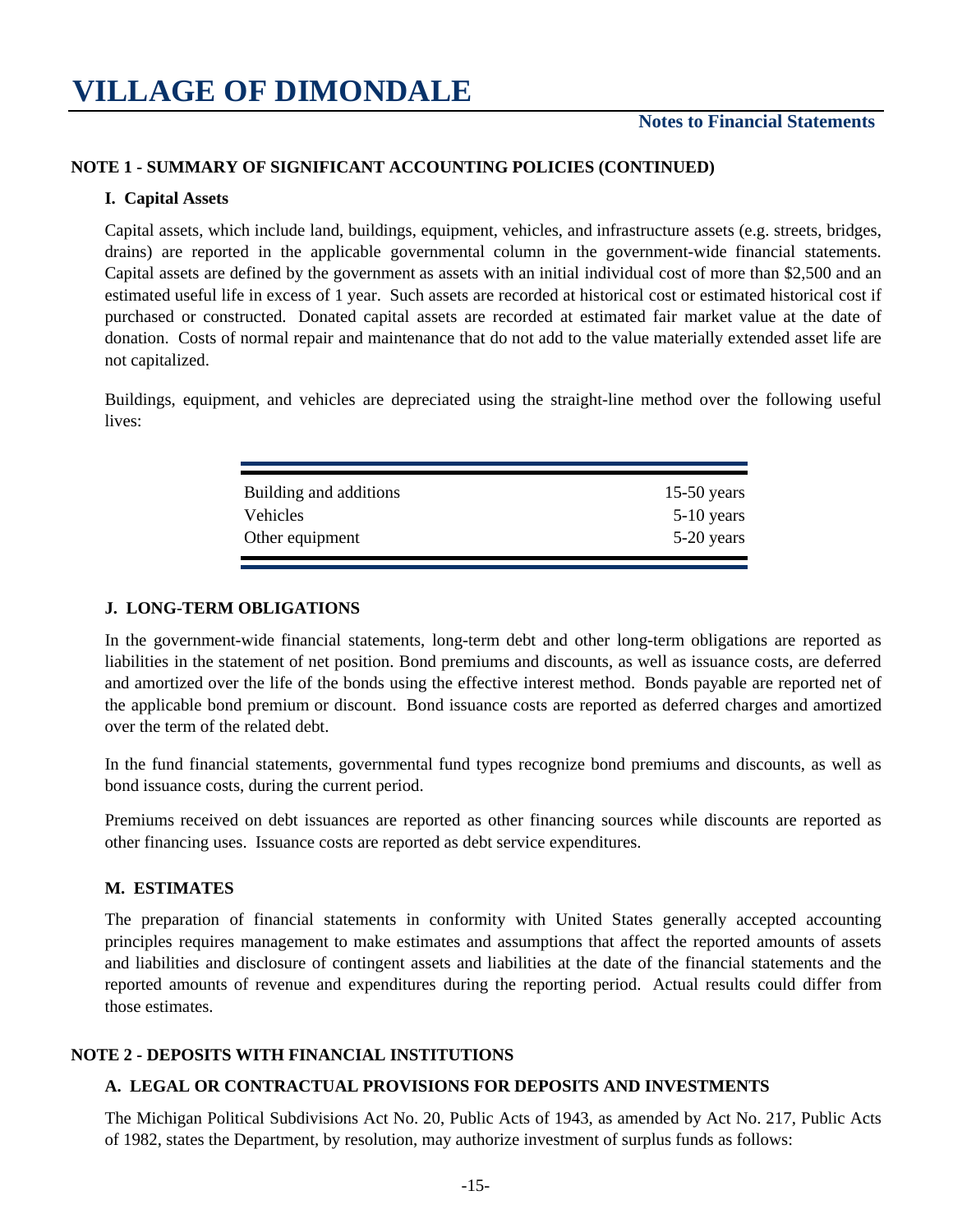## NOTE 1 - SUMMARY OF SIGNIFICANT ACCOUNTING POLICIES (CONTINUED)

### I. Capital Assets

Capital assets, which include land, buildings, equipment, vehicles, and infrastructure assets (e.g. streets, bridges, drains) are reported in the applicable governmental column in the government-wide financial statements. Capital assets are defined by the government as assets with an initial individual cost of more than $2,500 and an estimated useful life in excess of 1 year. Such assets are recorded at historical cost or estimated historical cost if purchased or constructed. Donated capital assets are recorded at estimated fair market value at the date of donation. Costs of normal repair and maintenance that do not add to the value materially extended asset life are not capitalized.

Buildings, equipment, and vehicles are depreciated using the straight-line method over the following useful lives:

| | |
|---|---|
| Building and additions | 15-50 years |
| Vehicles | 5-10 years |
| Other equipment | 5-20 years |

### J. LONG-TERM OBLIGATIONS

In the government-wide financial statements, long-term debt and other long-term obligations are reported as liabilities in the statement of net position. Bond premiums and discounts, as well as issuance costs, are deferred and amortized over the life of the bonds using the effective interest method. Bonds payable are reported net of the applicable bond premium or discount. Bond issuance costs are reported as deferred charges and amortized over the term of the related debt.

In the fund financial statements, governmental fund types recognize bond premiums and discounts, as well as bond issuance costs, during the current period.

Premiums received on debt issuances are reported as other financing sources while discounts are reported as other financing uses. Issuance costs are reported as debt service expenditures.

### M. ESTIMATES

The preparation of financial statements in conformity with United States generally accepted accounting principles requires management to make estimates and assumptions that affect the reported amounts of assets and liabilities and disclosure of contingent assets and liabilities at the date of the financial statements and the reported amounts of revenue and expenditures during the reporting period. Actual results could differ from those estimates.

## NOTE 2 - DEPOSITS WITH FINANCIAL INSTITUTIONS

### A. LEGAL OR CONTRACTUAL PROVISIONS FOR DEPOSITS AND INVESTMENTS

The Michigan Political Subdivisions Act No. 20, Public Acts of 1943, as amended by Act No. 217, Public Acts of 1982, states the Department, by resolution, may authorize investment of surplus funds as follows: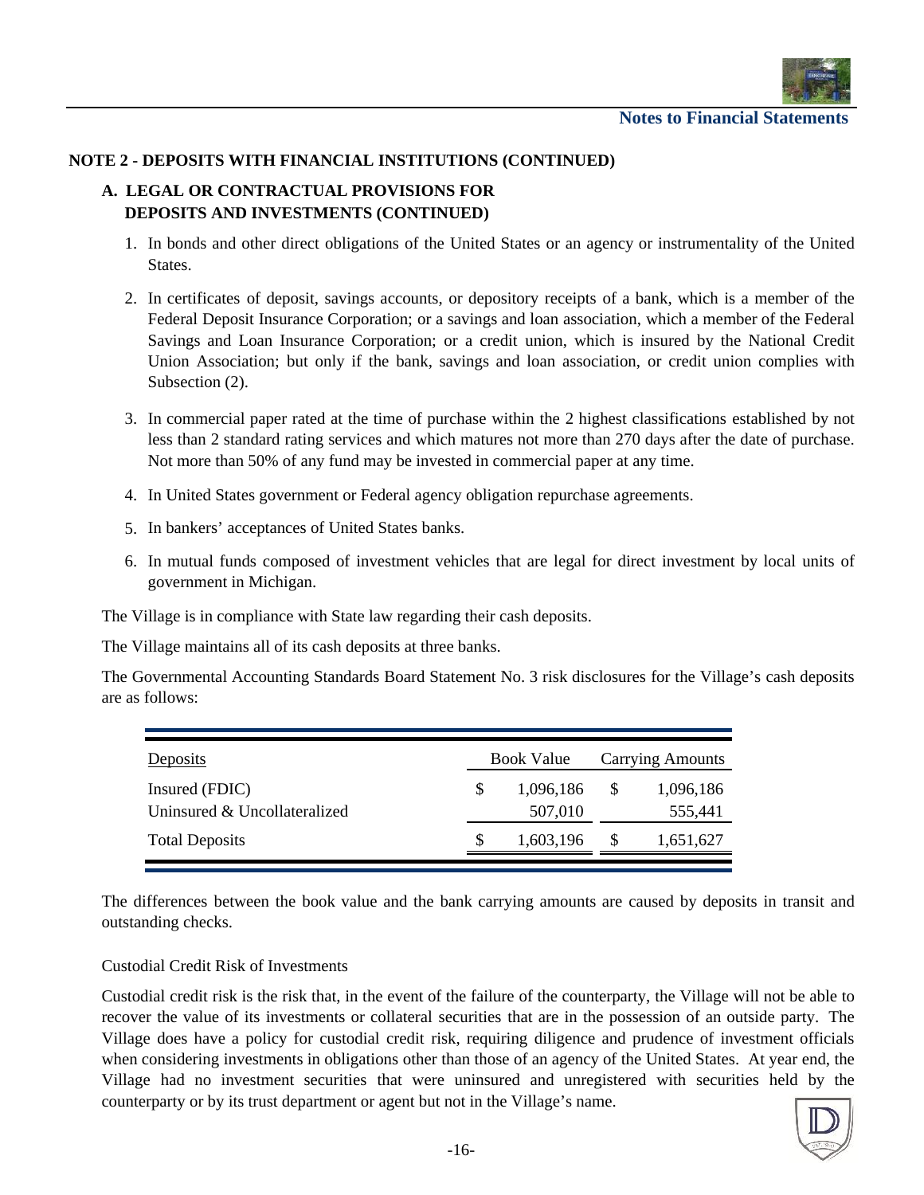## NOTE 2 - DEPOSITS WITH FINANCIAL INSTITUTIONS (CONTINUED)

### A. LEGAL OR CONTRACTUAL PROVISIONS FOR DEPOSITS AND INVESTMENTS (CONTINUED)

1. In bonds and other direct obligations of the United States or an agency or instrumentality of the United States.
2. In certificates of deposit, savings accounts, or depository receipts of a bank, which is a member of the Federal Deposit Insurance Corporation; or a savings and loan association, which a member of the Federal Savings and Loan Insurance Corporation; or a credit union, which is insured by the National Credit Union Association; but only if the bank, savings and loan association, or credit union complies with Subsection (2).
3. In commercial paper rated at the time of purchase within the 2 highest classifications established by not less than 2 standard rating services and which matures not more than 270 days after the date of purchase. Not more than 50% of any fund may be invested in commercial paper at any time.
4. In United States government or Federal agency obligation repurchase agreements.
5. In bankers' acceptances of United States banks.
6. In mutual funds composed of investment vehicles that are legal for direct investment by local units of government in Michigan.

The Village is in compliance with State law regarding their cash deposits.

The Village maintains all of its cash deposits at three banks.

The Governmental Accounting Standards Board Statement No. 3 risk disclosures for the Village's cash deposits are as follows:

| Deposits | Book Value | Carrying Amounts |
|---|---|---|
| Insured (FDIC) | $ 1,096,186 | $ 1,096,186 |
| Uninsured & Uncollateralized | 507,010 | 555,441 |
| Total Deposits | $ 1,603,196 | $ 1,651,627 |

The differences between the book value and the bank carrying amounts are caused by deposits in transit and outstanding checks.

Custodial Credit Risk of Investments

Custodial credit risk is the risk that, in the event of the failure of the counterparty, the Village will not be able to recover the value of its investments or collateral securities that are in the possession of an outside party. The Village does have a policy for custodial credit risk, requiring diligence and prudence of investment officials when considering investments in obligations other than those of an agency of the United States. At year end, the Village had no investment securities that were uninsured and unregistered with securities held by the counterparty or by its trust department or agent but not in the Village's name.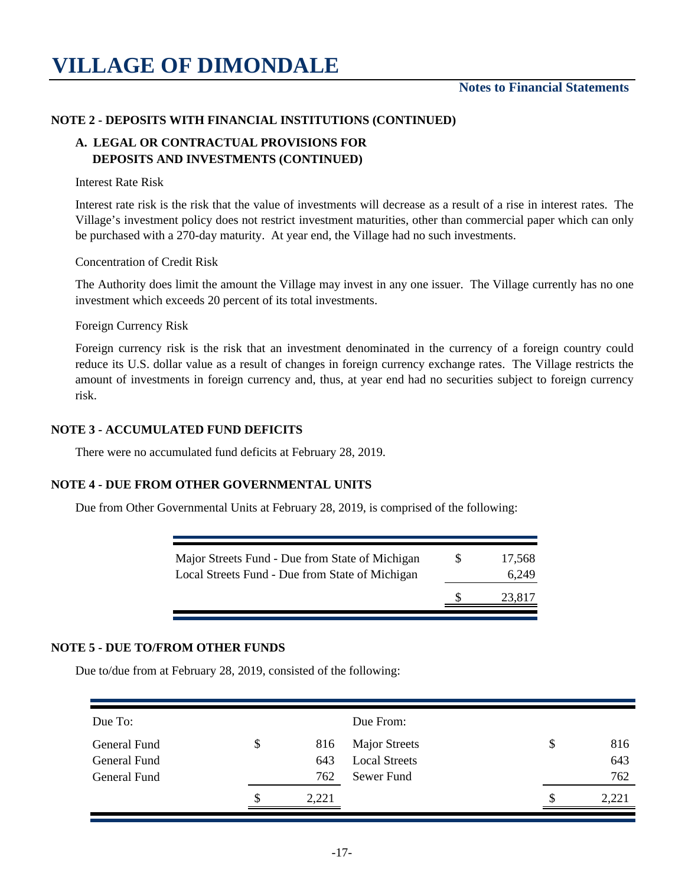# VILLAGE OF DIMONDALE

**Notes to Financial Statements**

**NOTE 2 - DEPOSITS WITH FINANCIAL INSTITUTIONS (CONTINUED)**

**A. LEGAL OR CONTRACTUAL PROVISIONS FOR DEPOSITS AND INVESTMENTS (CONTINUED)**

Interest Rate Risk

Interest rate risk is the risk that the value of investments will decrease as a result of a rise in interest rates. The Village's investment policy does not restrict investment maturities, other than commercial paper which can only be purchased with a 270-day maturity. At year end, the Village had no such investments.

Concentration of Credit Risk

The Authority does limit the amount the Village may invest in any one issuer. The Village currently has no one investment which exceeds 20 percent of its total investments.

Foreign Currency Risk

Foreign currency risk is the risk that an investment denominated in the currency of a foreign country could reduce its U.S. dollar value as a result of changes in foreign currency exchange rates. The Village restricts the amount of investments in foreign currency and, thus, at year end had no securities subject to foreign currency risk.

**NOTE 3 - ACCUMULATED FUND DEFICITS**

There were no accumulated fund deficits at February 28, 2019.

**NOTE 4 - DUE FROM OTHER GOVERNMENTAL UNITS**

Due from Other Governmental Units at February 28, 2019, is comprised of the following:

| | | |
|---|---|---|
| Major Streets Fund - Due from State of Michigan | $ | 17,568 |
| Local Streets Fund - Due from State of Michigan | | 6,249 |
| | $ | 23,817 |

**NOTE 5 - DUE TO/FROM OTHER FUNDS**

Due to/due from at February 28, 2019, consisted of the following:

| Due To: | | | Due From: | | |
|---|---|---|---|---|---|
| General Fund | $ | 816 | Major Streets | $ | 816 |
| General Fund | | 643 | Local Streets | | 643 |
| General Fund | | 762 | Sewer Fund | | 762 |
| | $ | 2,221 | | $ | 2,221 |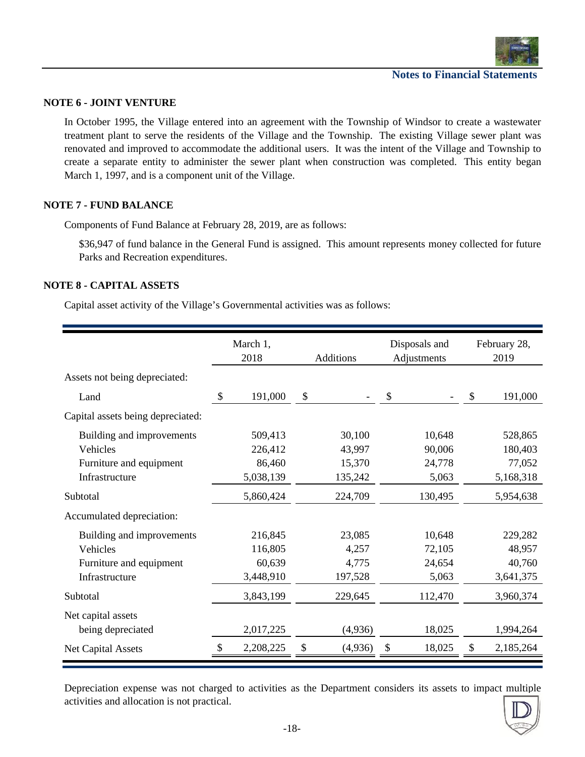### NOTE 6 - JOINT VENTURE

In October 1995, the Village entered into an agreement with the Township of Windsor to create a wastewater treatment plant to serve the residents of the Village and the Township. The existing Village sewer plant was renovated and improved to accommodate the additional users. It was the intent of the Village and Township to create a separate entity to administer the sewer plant when construction was completed. This entity began March 1, 1997, and is a component unit of the Village.

### NOTE 7 - FUND BALANCE

Components of Fund Balance at February 28, 2019, are as follows:

$36,947 of fund balance in the General Fund is assigned. This amount represents money collected for future Parks and Recreation expenditures.

### NOTE 8 - CAPITAL ASSETS

Capital asset activity of the Village's Governmental activities was as follows:

| | March 1, 2018 | Additions | Disposals and Adjustments | February 28, 2019 |
|---|---|---|---|---|
| Assets not being depreciated: | | | | |
| Land | $ 191,000 | $ - | $ - | $ 191,000 |
| Capital assets being depreciated: | | | | |
| Building and improvements | 509,413 | 30,100 | 10,648 | 528,865 |
| Vehicles | 226,412 | 43,997 | 90,006 | 180,403 |
| Furniture and equipment | 86,460 | 15,370 | 24,778 | 77,052 |
| Infrastructure | 5,038,139 | 135,242 | 5,063 | 5,168,318 |
| Subtotal | 5,860,424 | 224,709 | 130,495 | 5,954,638 |
| Accumulated depreciation: | | | | |
| Building and improvements | 216,845 | 23,085 | 10,648 | 229,282 |
| Vehicles | 116,805 | 4,257 | 72,105 | 48,957 |
| Furniture and equipment | 60,639 | 4,775 | 24,654 | 40,760 |
| Infrastructure | 3,448,910 | 197,528 | 5,063 | 3,641,375 |
| Subtotal | 3,843,199 | 229,645 | 112,470 | 3,960,374 |
| Net capital assets being depreciated | 2,017,225 | (4,936) | 18,025 | 1,994,264 |
| Net Capital Assets | $ 2,208,225 | $ (4,936) | $ 18,025 | $ 2,185,264 |

Depreciation expense was not charged to activities as the Department considers its assets to impact multiple activities and allocation is not practical.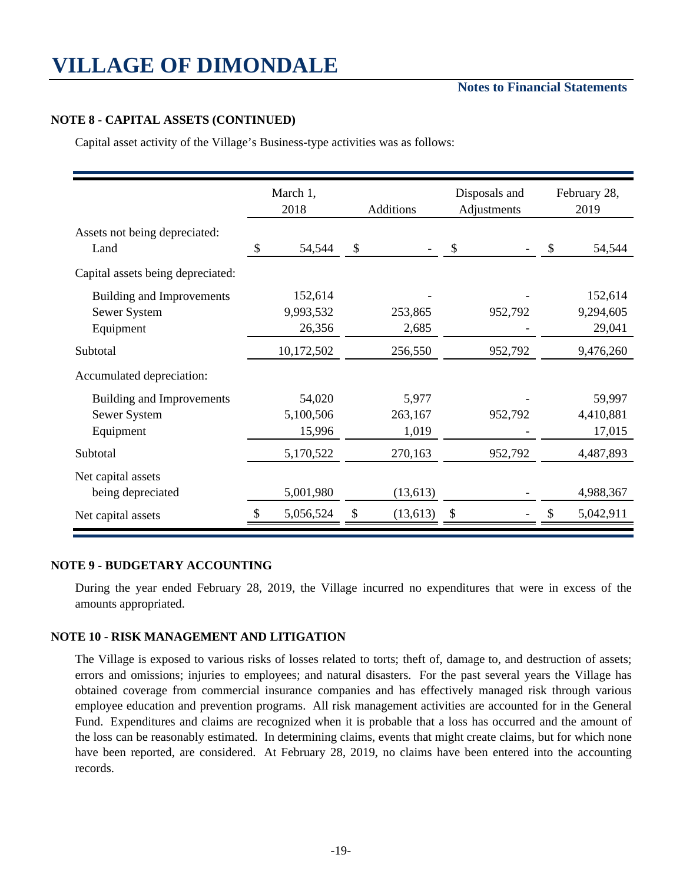# VILLAGE OF DIMONDALE

**Notes to Financial Statements**

**NOTE 8 - CAPITAL ASSETS (CONTINUED)**

Capital asset activity of the Village's Business-type activities was as follows:

| | March 1, 2018 | Additions | Disposals and Adjustments | February 28, 2019 |
|---|---|---|---|---|
| Assets not being depreciated: | | | | |
| Land | $ 54,544 | $ - | $ - | $ 54,544 |
| Capital assets being depreciated: | | | | |
| Building and Improvements | 152,614 | - | - | 152,614 |
| Sewer System | 9,993,532 | 253,865 | 952,792 | 9,294,605 |
| Equipment | 26,356 | 2,685 | - | 29,041 |
| Subtotal | 10,172,502 | 256,550 | 952,792 | 9,476,260 |
| Accumulated depreciation: | | | | |
| Building and Improvements | 54,020 | 5,977 | - | 59,997 |
| Sewer System | 5,100,506 | 263,167 | 952,792 | 4,410,881 |
| Equipment | 15,996 | 1,019 | - | 17,015 |
| Subtotal | 5,170,522 | 270,163 | 952,792 | 4,487,893 |
| Net capital assets being depreciated | 5,001,980 | (13,613) | - | 4,988,367 |
| Net capital assets | $ 5,056,524 | $ (13,613) | $ - | $ 5,042,911 |

**NOTE 9 - BUDGETARY ACCOUNTING**

During the year ended February 28, 2019, the Village incurred no expenditures that were in excess of the amounts appropriated.

**NOTE 10 - RISK MANAGEMENT AND LITIGATION**

The Village is exposed to various risks of losses related to torts; theft of, damage to, and destruction of assets; errors and omissions; injuries to employees; and natural disasters. For the past several years the Village has obtained coverage from commercial insurance companies and has effectively managed risk through various employee education and prevention programs. All risk management activities are accounted for in the General Fund. Expenditures and claims are recognized when it is probable that a loss has occurred and the amount of the loss can be reasonably estimated. In determining claims, events that might create claims, but for which none have been reported, are considered. At February 28, 2019, no claims have been entered into the accounting records.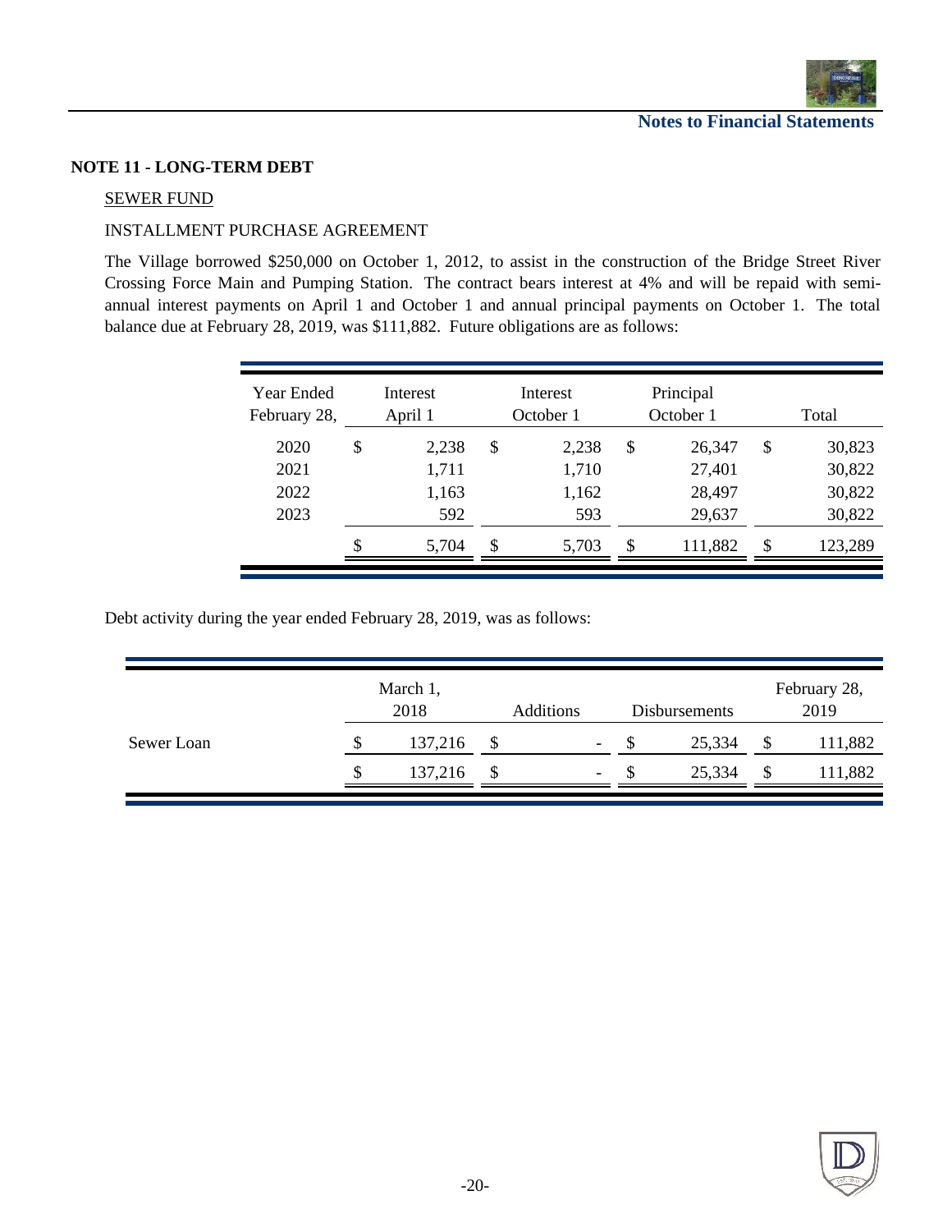## NOTE 11 - LONG-TERM DEBT

SEWER FUND

INSTALLMENT PURCHASE AGREEMENT

The Village borrowed $250,000 on October 1, 2012, to assist in the construction of the Bridge Street River Crossing Force Main and Pumping Station. The contract bears interest at 4% and will be repaid with semi-annual interest payments on April 1 and October 1 and annual principal payments on October 1. The total balance due at February 28, 2019, was $111,882. Future obligations are as follows:

| Year Ended February 28, | Interest April 1 | Interest October 1 | Principal October 1 | Total |
|---|---|---|---|---|
| 2020 | $ 2,238 | $ 2,238 | $ 26,347 | $ 30,823 |
| 2021 | 1,711 | 1,710 | 27,401 | 30,822 |
| 2022 | 1,163 | 1,162 | 28,497 | 30,822 |
| 2023 | 592 | 593 | 29,637 | 30,822 |
| | $ 5,704 | $ 5,703 | $ 111,882 | $ 123,289 |

Debt activity during the year ended February 28, 2019, was as follows:

| | March 1, 2018 | Additions | Disbursements | February 28, 2019 |
|---|---|---|---|---|
| Sewer Loan | $ 137,216 | $ - | $ 25,334 | $ 111,882 |
| | $ 137,216 | $ - | $ 25,334 | $ 111,882 |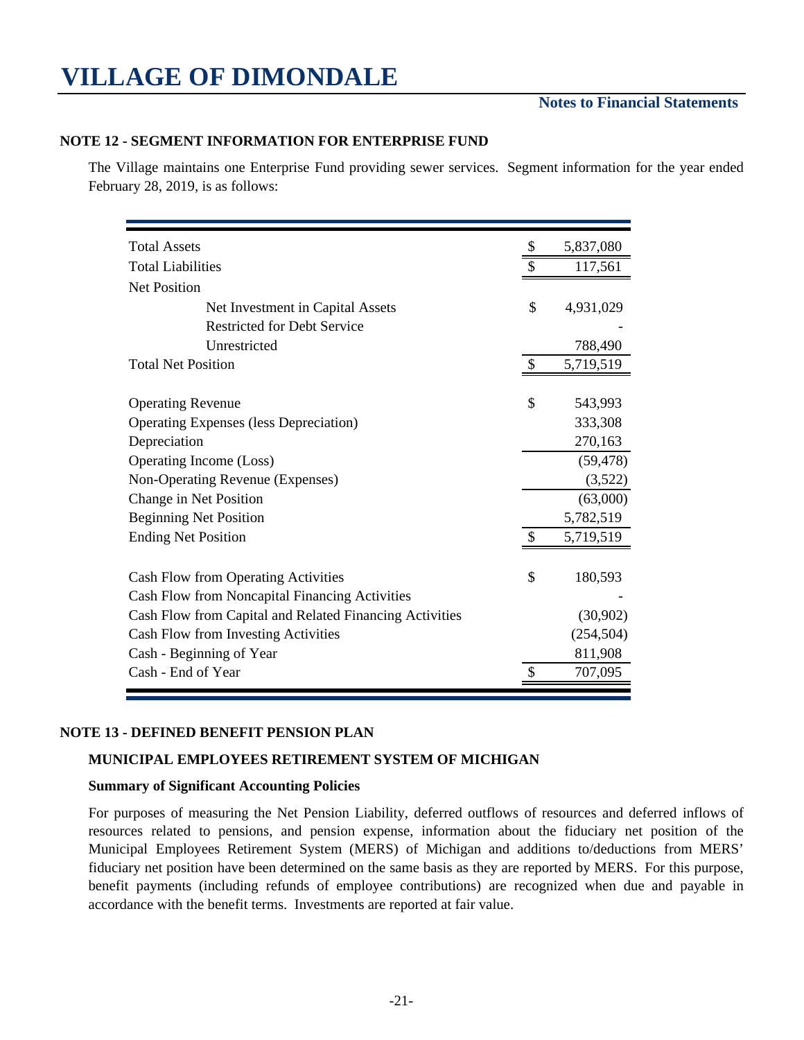# VILLAGE OF DIMONDALE

**Notes to Financial Statements**

### NOTE 12 - SEGMENT INFORMATION FOR ENTERPRISE FUND

The Village maintains one Enterprise Fund providing sewer services. Segment information for the year ended February 28, 2019, is as follows:

| | | |
|---|---|---|
| Total Assets | $ | 5,837,080 |
| Total Liabilities | $ | 117,561 |
| Net Position | | |
| Net Investment in Capital Assets | $ | 4,931,029 |
| Restricted for Debt Service | | - |
| Unrestricted | | 788,490 |
| Total Net Position | $ | 5,719,519 |
| | | |
| Operating Revenue | $ | 543,993 |
| Operating Expenses (less Depreciation) | | 333,308 |
| Depreciation | | 270,163 |
| Operating Income (Loss) | | (59,478) |
| Non-Operating Revenue (Expenses) | | (3,522) |
| Change in Net Position | | (63,000) |
| Beginning Net Position | | 5,782,519 |
| Ending Net Position | $ | 5,719,519 |
| | | |
| Cash Flow from Operating Activities | $ | 180,593 |
| Cash Flow from Noncapital Financing Activities | | - |
| Cash Flow from Capital and Related Financing Activities | | (30,902) |
| Cash Flow from Investing Activities | | (254,504) |
| Cash - Beginning of Year | | 811,908 |
| Cash - End of Year | $ | 707,095 |

### NOTE 13 - DEFINED BENEFIT PENSION PLAN

#### MUNICIPAL EMPLOYEES RETIREMENT SYSTEM OF MICHIGAN

**Summary of Significant Accounting Policies**

For purposes of measuring the Net Pension Liability, deferred outflows of resources and deferred inflows of resources related to pensions, and pension expense, information about the fiduciary net position of the Municipal Employees Retirement System (MERS) of Michigan and additions to/deductions from MERS' fiduciary net position have been determined on the same basis as they are reported by MERS. For this purpose, benefit payments (including refunds of employee contributions) are recognized when due and payable in accordance with the benefit terms. Investments are reported at fair value.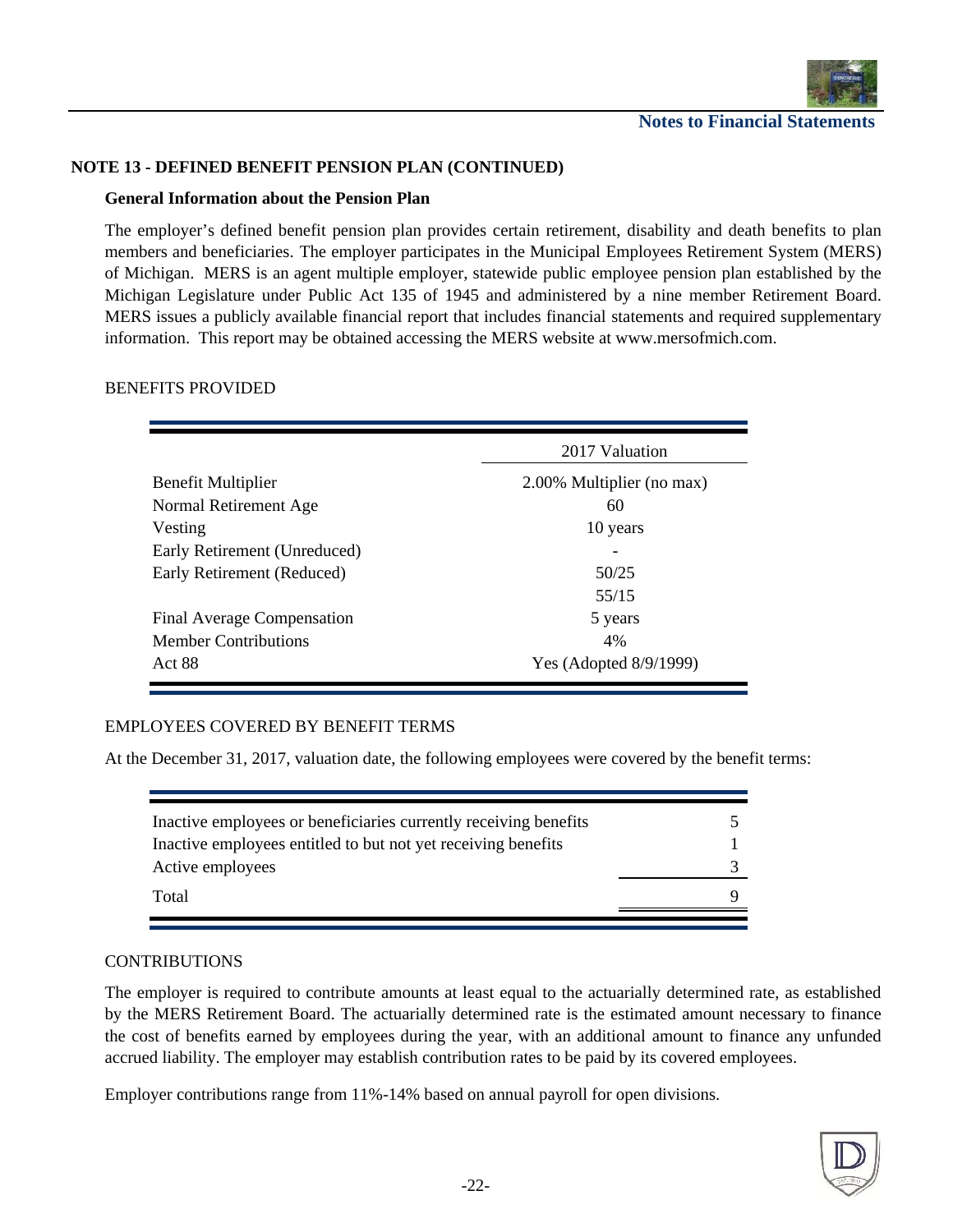## NOTE 13 - DEFINED BENEFIT PENSION PLAN (CONTINUED)

### General Information about the Pension Plan

The employer's defined benefit pension plan provides certain retirement, disability and death benefits to plan members and beneficiaries. The employer participates in the Municipal Employees Retirement System (MERS) of Michigan. MERS is an agent multiple employer, statewide public employee pension plan established by the Michigan Legislature under Public Act 135 of 1945 and administered by a nine member Retirement Board. MERS issues a publicly available financial report that includes financial statements and required supplementary information. This report may be obtained accessing the MERS website at www.mersofmich.com.

BENEFITS PROVIDED

| | 2017 Valuation |
|---|---|
| Benefit Multiplier | 2.00% Multiplier (no max) |
| Normal Retirement Age | 60 |
| Vesting | 10 years |
| Early Retirement (Unreduced) | - |
| Early Retirement (Reduced) | 50/25<br>55/15 |
| Final Average Compensation | 5 years |
| Member Contributions | 4% |
| Act 88 | Yes (Adopted 8/9/1999) |

EMPLOYEES COVERED BY BENEFIT TERMS

At the December 31, 2017, valuation date, the following employees were covered by the benefit terms:

| | |
|---|---|
| Inactive employees or beneficiaries currently receiving benefits | 5 |
| Inactive employees entitled to but not yet receiving benefits | 1 |
| Active employees | 3 |
| Total | 9 |

CONTRIBUTIONS

The employer is required to contribute amounts at least equal to the actuarially determined rate, as established by the MERS Retirement Board. The actuarially determined rate is the estimated amount necessary to finance the cost of benefits earned by employees during the year, with an additional amount to finance any unfunded accrued liability. The employer may establish contribution rates to be paid by its covered employees.

Employer contributions range from 11%-14% based on annual payroll for open divisions.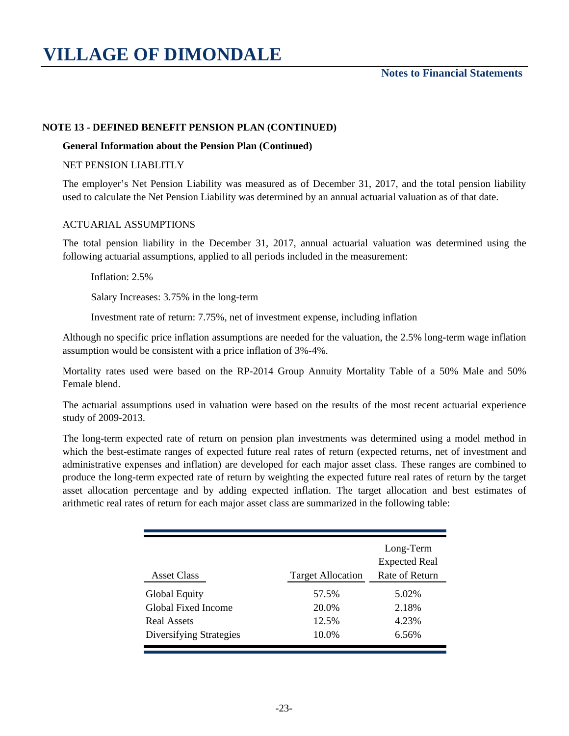## NOTE 13 - DEFINED BENEFIT PENSION PLAN (CONTINUED)

### General Information about the Pension Plan (Continued)

NET PENSION LIABLITLY

The employer's Net Pension Liability was measured as of December 31, 2017, and the total pension liability used to calculate the Net Pension Liability was determined by an annual actuarial valuation as of that date.

ACTUARIAL ASSUMPTIONS

The total pension liability in the December 31, 2017, annual actuarial valuation was determined using the following actuarial assumptions, applied to all periods included in the measurement:

Inflation: 2.5%

Salary Increases: 3.75% in the long-term

Investment rate of return: 7.75%, net of investment expense, including inflation

Although no specific price inflation assumptions are needed for the valuation, the 2.5% long-term wage inflation assumption would be consistent with a price inflation of 3%-4%.

Mortality rates used were based on the RP-2014 Group Annuity Mortality Table of a 50% Male and 50% Female blend.

The actuarial assumptions used in valuation were based on the results of the most recent actuarial experience study of 2009-2013.

The long-term expected rate of return on pension plan investments was determined using a model method in which the best-estimate ranges of expected future real rates of return (expected returns, net of investment and administrative expenses and inflation) are developed for each major asset class. These ranges are combined to produce the long-term expected rate of return by weighting the expected future real rates of return by the target asset allocation percentage and by adding expected inflation. The target allocation and best estimates of arithmetic real rates of return for each major asset class are summarized in the following table:

| Asset Class | Target Allocation | Long-Term Expected Real Rate of Return |
|---|---|---|
| Global Equity | 57.5% | 5.02% |
| Global Fixed Income | 20.0% | 2.18% |
| Real Assets | 12.5% | 4.23% |
| Diversifying Strategies | 10.0% | 6.56% |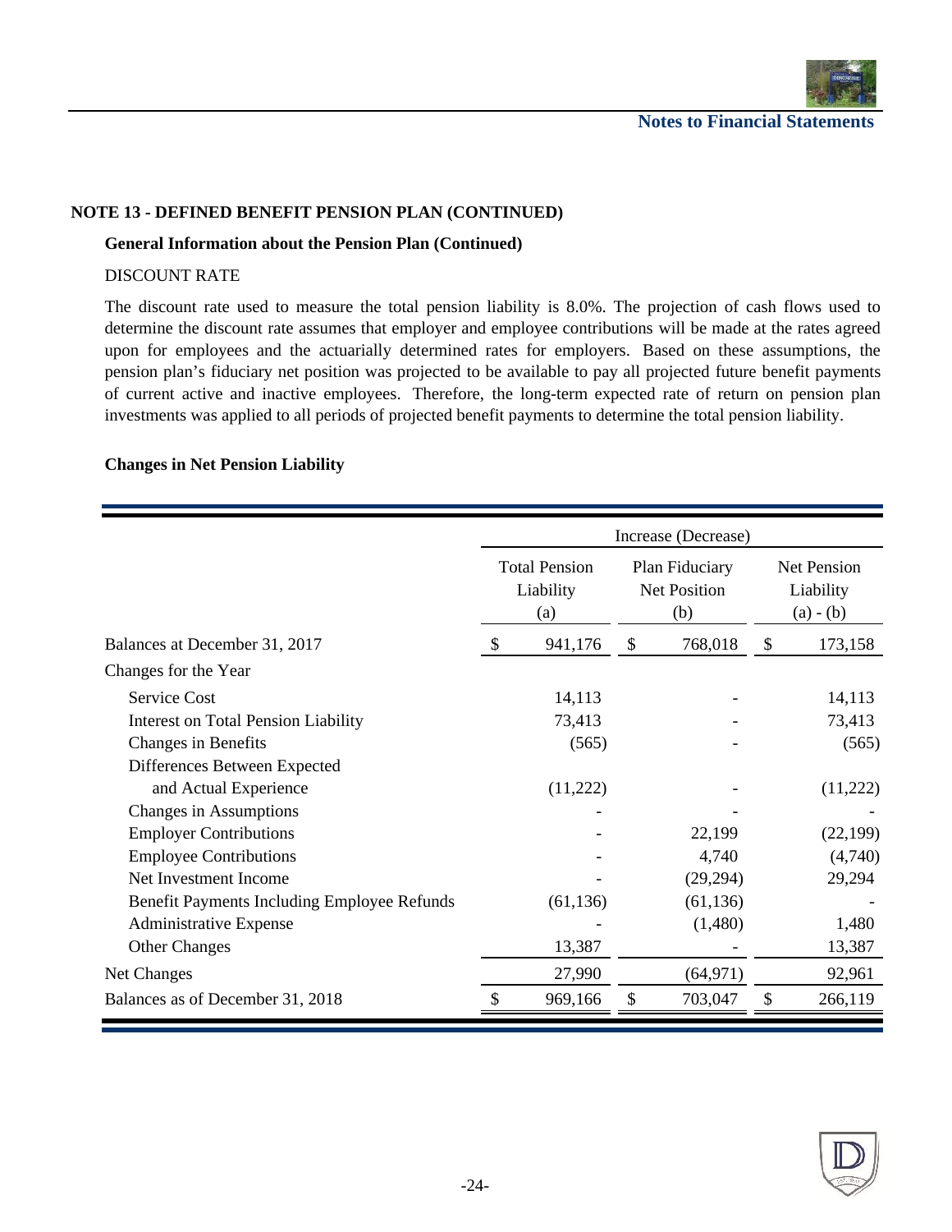## NOTE 13 - DEFINED BENEFIT PENSION PLAN (CONTINUED)

### General Information about the Pension Plan (Continued)

DISCOUNT RATE

The discount rate used to measure the total pension liability is 8.0%. The projection of cash flows used to determine the discount rate assumes that employer and employee contributions will be made at the rates agreed upon for employees and the actuarially determined rates for employers. Based on these assumptions, the pension plan's fiduciary net position was projected to be available to pay all projected future benefit payments of current active and inactive employees. Therefore, the long-term expected rate of return on pension plan investments was applied to all periods of projected benefit payments to determine the total pension liability.

### Changes in Net Pension Liability

| | Increase (Decrease) | | |
|---|---|---|---|
| | Total Pension Liability (a) | Plan Fiduciary Net Position (b) | Net Pension Liability (a) - (b) |
| Balances at December 31, 2017 | $ 941,176 | $ 768,018 | $ 173,158 |
| Changes for the Year | | | |
| Service Cost | 14,113 | - | 14,113 |
| Interest on Total Pension Liability | 73,413 | - | 73,413 |
| Changes in Benefits | (565) | - | (565) |
| Differences Between Expected and Actual Experience | (11,222) | - | (11,222) |
| Changes in Assumptions | - | - | - |
| Employer Contributions | - | 22,199 | (22,199) |
| Employee Contributions | - | 4,740 | (4,740) |
| Net Investment Income | - | (29,294) | 29,294 |
| Benefit Payments Including Employee Refunds | (61,136) | (61,136) | - |
| Administrative Expense | - | (1,480) | 1,480 |
| Other Changes | 13,387 | - | 13,387 |
| Net Changes | 27,990 | (64,971) | 92,961 |
| Balances as of December 31, 2018 | $ 969,166 | $ 703,047 | $ 266,119 |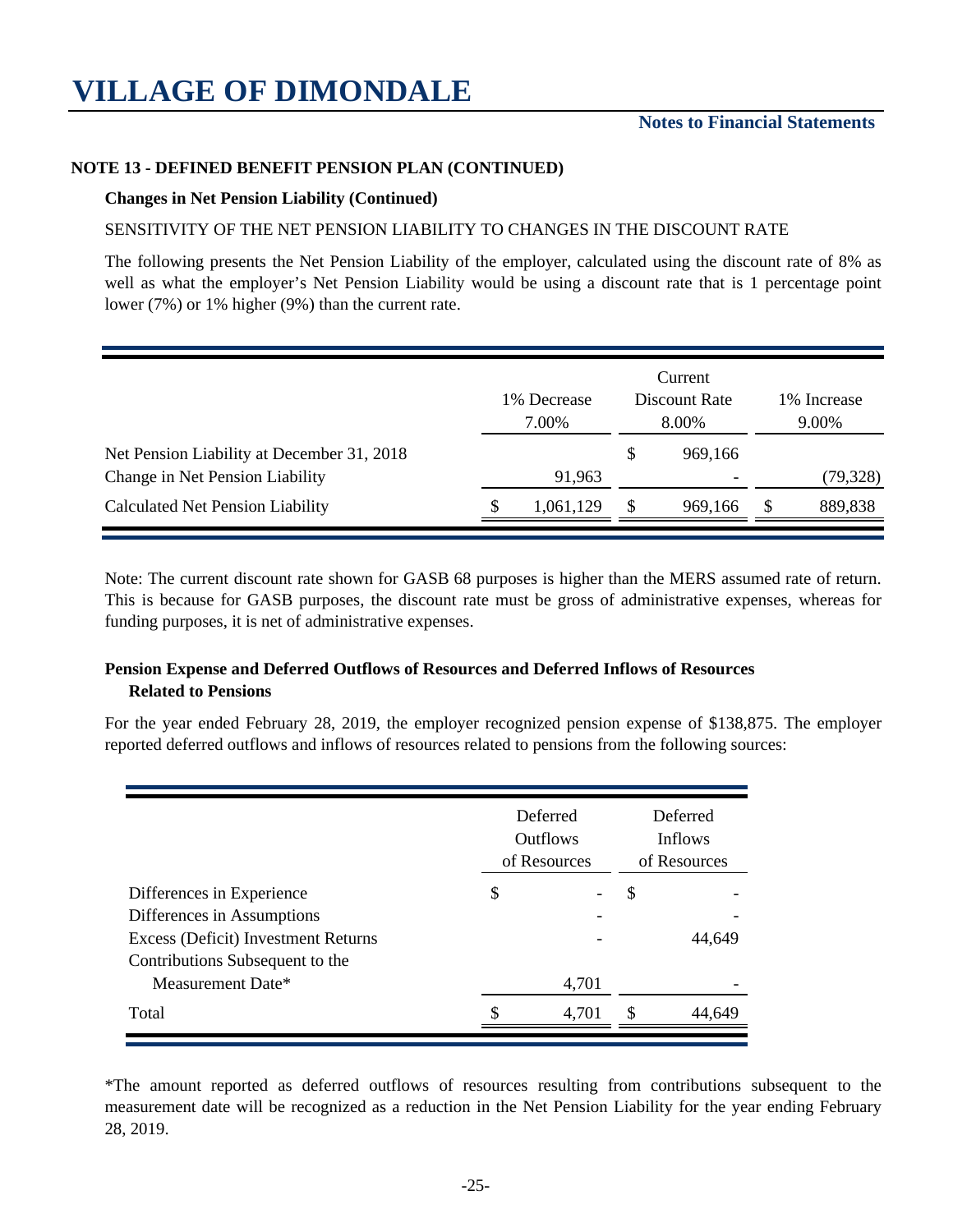# VILLAGE OF DIMONDALE

**Notes to Financial Statements**

**NOTE 13 - DEFINED BENEFIT PENSION PLAN (CONTINUED)**

**Changes in Net Pension Liability (Continued)**

SENSITIVITY OF THE NET PENSION LIABILITY TO CHANGES IN THE DISCOUNT RATE

The following presents the Net Pension Liability of the employer, calculated using the discount rate of 8% as well as what the employer's Net Pension Liability would be using a discount rate that is 1 percentage point lower (7%) or 1% higher (9%) than the current rate.

| | 1% Decrease 7.00% | Current Discount Rate 8.00% | 1% Increase 9.00% |
|---|---|---|---|
| Net Pension Liability at December 31, 2018 | | $ 969,166 | |
| Change in Net Pension Liability | 91,963 | - | (79,328) |
| Calculated Net Pension Liability | $ 1,061,129 | $ 969,166 | $ 889,838 |

Note: The current discount rate shown for GASB 68 purposes is higher than the MERS assumed rate of return. This is because for GASB purposes, the discount rate must be gross of administrative expenses, whereas for funding purposes, it is net of administrative expenses.

**Pension Expense and Deferred Outflows of Resources and Deferred Inflows of Resources Related to Pensions**

For the year ended February 28, 2019, the employer recognized pension expense of $138,875. The employer reported deferred outflows and inflows of resources related to pensions from the following sources:

| | Deferred Outflows of Resources | Deferred Inflows of Resources |
|---|---|---|
| Differences in Experience | $ - | $ - |
| Differences in Assumptions | - | - |
| Excess (Deficit) Investment Returns | - | 44,649 |
| Contributions Subsequent to the Measurement Date* | 4,701 | - |
| Total | $ 4,701 | $ 44,649 |

*The amount reported as deferred outflows of resources resulting from contributions subsequent to the measurement date will be recognized as a reduction in the Net Pension Liability for the year ending February 28, 2019.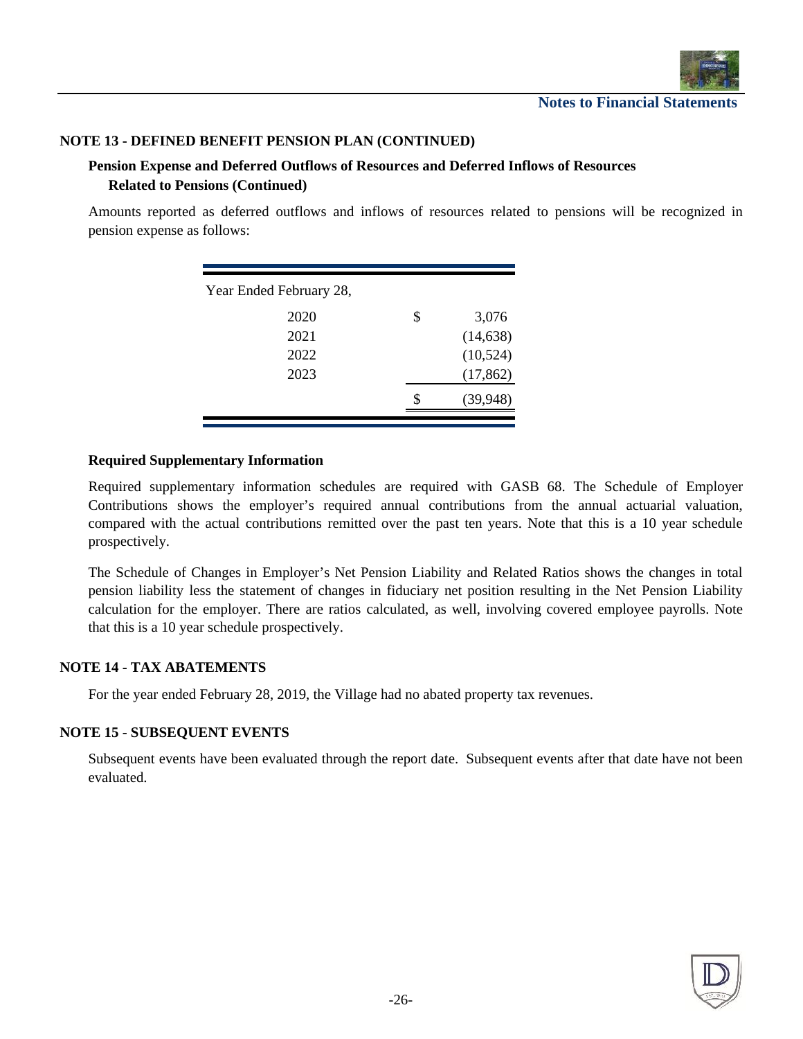## NOTE 13 - DEFINED BENEFIT PENSION PLAN (CONTINUED)

### Pension Expense and Deferred Outflows of Resources and Deferred Inflows of Resources Related to Pensions (Continued)

Amounts reported as deferred outflows and inflows of resources related to pensions will be recognized in pension expense as follows:

| Year Ended February 28, | | |
|---|---|---|
| 2020 | $ | 3,076 |
| 2021 | | (14,638) |
| 2022 | | (10,524) |
| 2023 | | (17,862) |
| | $ | (39,948) |

### Required Supplementary Information

Required supplementary information schedules are required with GASB 68. The Schedule of Employer Contributions shows the employer's required annual contributions from the annual actuarial valuation, compared with the actual contributions remitted over the past ten years. Note that this is a 10 year schedule prospectively.

The Schedule of Changes in Employer's Net Pension Liability and Related Ratios shows the changes in total pension liability less the statement of changes in fiduciary net position resulting in the Net Pension Liability calculation for the employer. There are ratios calculated, as well, involving covered employee payrolls. Note that this is a 10 year schedule prospectively.

## NOTE 14 - TAX ABATEMENTS

For the year ended February 28, 2019, the Village had no abated property tax revenues.

## NOTE 15 - SUBSEQUENT EVENTS

Subsequent events have been evaluated through the report date. Subsequent events after that date have not been evaluated.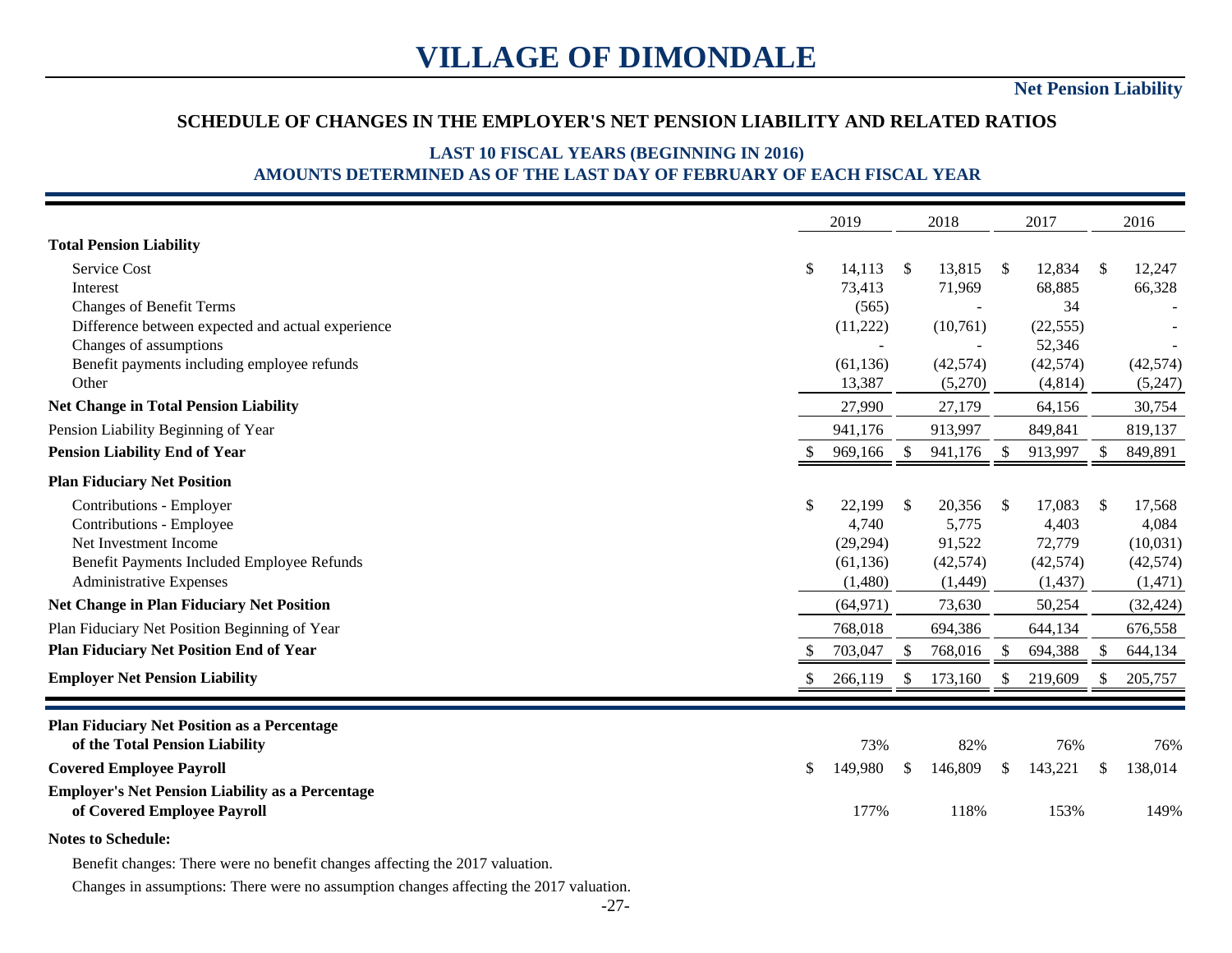# VILLAGE OF DIMONDALE

**Net Pension Liability**

## SCHEDULE OF CHANGES IN THE EMPLOYER'S NET PENSION LIABILITY AND RELATED RATIOS

### LAST 10 FISCAL YEARS (BEGINNING IN 2016)
### AMOUNTS DETERMINED AS OF THE LAST DAY OF FEBRUARY OF EACH FISCAL YEAR

| | 2019 | 2018 | 2017 | 2016 |
|---|---|---|---|---|
| **Total Pension Liability** | | | | |
| Service Cost | $ 14,113 | $ 13,815 | $ 12,834 | $ 12,247 |
| Interest | 73,413 | 71,969 | 68,885 | 66,328 |
| Changes of Benefit Terms | (565) | - | 34 | - |
| Difference between expected and actual experience | (11,222) | (10,761) | (22,555) | - |
| Changes of assumptions | - | - | 52,346 | - |
| Benefit payments including employee refunds | (61,136) | (42,574) | (42,574) | (42,574) |
| Other | 13,387 | (5,270) | (4,814) | (5,247) |
| **Net Change in Total Pension Liability** | 27,990 | 27,179 | 64,156 | 30,754 |
| Pension Liability Beginning of Year | 941,176 | 913,997 | 849,841 | 819,137 |
| **Pension Liability End of Year** | $ 969,166 | $ 941,176 | $ 913,997 | $ 849,891 |
| **Plan Fiduciary Net Position** | | | | |
| Contributions - Employer | $ 22,199 | $ 20,356 | $ 17,083 | $ 17,568 |
| Contributions - Employee | 4,740 | 5,775 | 4,403 | 4,084 |
| Net Investment Income | (29,294) | 91,522 | 72,779 | (10,031) |
| Benefit Payments Included Employee Refunds | (61,136) | (42,574) | (42,574) | (42,574) |
| Administrative Expenses | (1,480) | (1,449) | (1,437) | (1,471) |
| **Net Change in Plan Fiduciary Net Position** | (64,971) | 73,630 | 50,254 | (32,424) |
| Plan Fiduciary Net Position Beginning of Year | 768,018 | 694,386 | 644,134 | 676,558 |
| **Plan Fiduciary Net Position End of Year** | $ 703,047 | $ 768,016 | $ 694,388 | $ 644,134 |
| **Employer Net Pension Liability** | $ 266,119 | $ 173,160 | $ 219,609 | $ 205,757 |
| **Plan Fiduciary Net Position as a Percentage of the Total Pension Liability** | 73% | 82% | 76% | 76% |
| **Covered Employee Payroll** | $ 149,980 | $ 146,809 | $ 143,221 | $ 138,014 |
| **Employer's Net Pension Liability as a Percentage of Covered Employee Payroll** | 177% | 118% | 153% | 149% |

**Notes to Schedule:**

Benefit changes: There were no benefit changes affecting the 2017 valuation.

Changes in assumptions: There were no assumption changes affecting the 2017 valuation.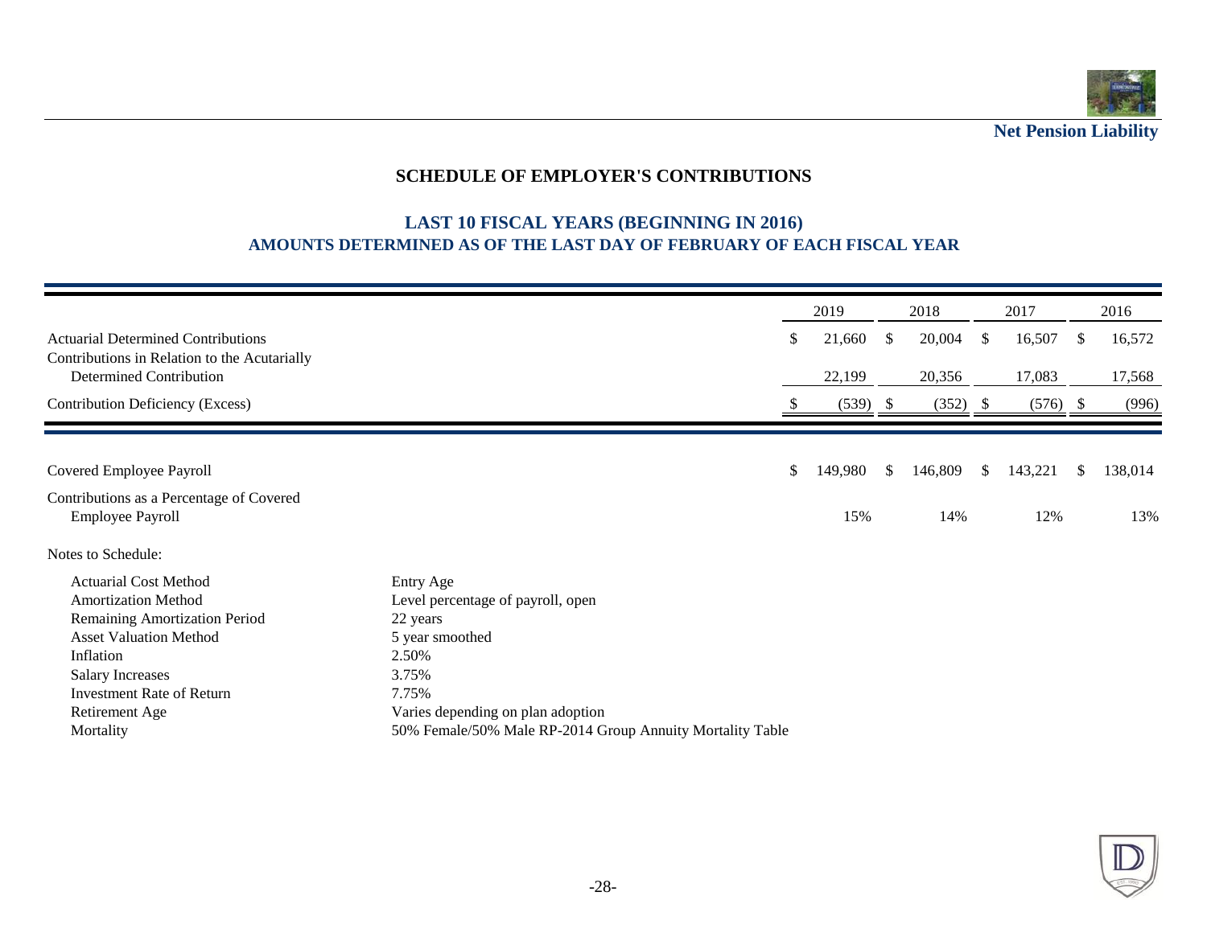## SCHEDULE OF EMPLOYER'S CONTRIBUTIONS

### LAST 10 FISCAL YEARS (BEGINNING IN 2016)
### AMOUNTS DETERMINED AS OF THE LAST DAY OF FEBRUARY OF EACH FISCAL YEAR

| | 2019 | 2018 | 2017 | 2016 |
|---|---|---|---|---|
| Acturial Determined Contributions | $ 21,660 | $ 20,004 | $ 16,507 | $ 16,572 |
| Contributions in Relation to the Acutarially Determined Contribution | 22,199 | 20,356 | 17,083 | 17,568 |
| Contribution Deficiency (Excess) | $ (539) | $ (352) | $ (576) | $ (996) |
| Covered Employee Payroll | $ 149,980 | $ 146,809 | $ 143,221 | $ 138,014 |
| Contributions as a Percentage of Covered Employee Payroll | 15% | 14% | 12% | 13% |

Notes to Schedule:

| | |
|---|---|
| Actuarial Cost Method | Entry Age |
| Amortization Method | Level percentage of payroll, open |
| Remaining Amortization Period | 22 years |
| Asset Valuation Method | 5 year smoothed |
| Inflation | 2.50% |
| Salary Increases | 3.75% |
| Investment Rate of Return | 7.75% |
| Retirement Age | Varies depending on plan adoption |
| Mortality | 50% Female/50% Male RP-2014 Group Annuity Mortality Table |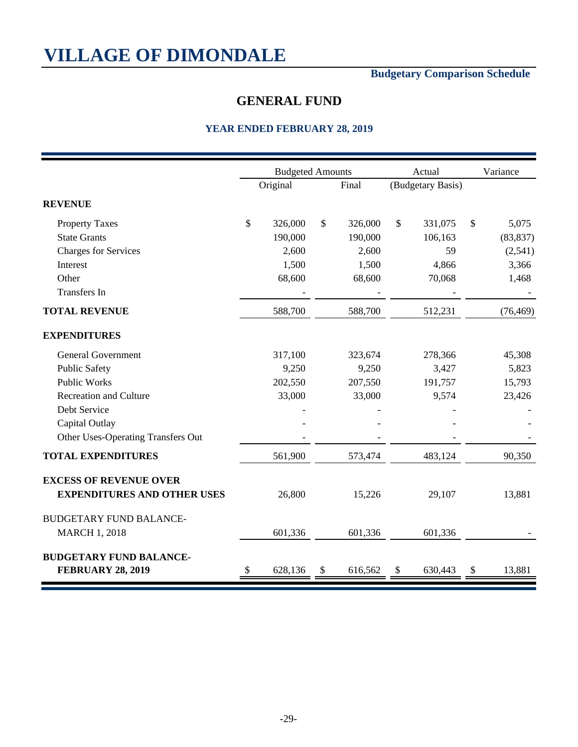# VILLAGE OF DIMONDALE

**Budgetary Comparison Schedule**

## GENERAL FUND

### YEAR ENDED FEBRUARY 28, 2019

| | Budgeted Amounts | | Actual | Variance |
|---|---|---|---|---|
| | Original | Final | (Budgetary Basis) | |
| **REVENUE** | | | | |
| Property Taxes | $ 326,000 | $ 326,000 | $ 331,075 | $ 5,075 |
| State Grants | 190,000 | 190,000 | 106,163 | (83,837) |
| Charges for Services | 2,600 | 2,600 | 59 | (2,541) |
| Interest | 1,500 | 1,500 | 4,866 | 3,366 |
| Other | 68,600 | 68,600 | 70,068 | 1,468 |
| Transfers In | - | - | - | - |
| **TOTAL REVENUE** | 588,700 | 588,700 | 512,231 | (76,469) |
| **EXPENDITURES** | | | | |
| General Government | 317,100 | 323,674 | 278,366 | 45,308 |
| Public Safety | 9,250 | 9,250 | 3,427 | 5,823 |
| Public Works | 202,550 | 207,550 | 191,757 | 15,793 |
| Recreation and Culture | 33,000 | 33,000 | 9,574 | 23,426 |
| Debt Service | - | - | - | - |
| Capital Outlay | - | - | - | - |
| Other Uses-Operating Transfers Out | - | - | - | - |
| **TOTAL EXPENDITURES** | 561,900 | 573,474 | 483,124 | 90,350 |
| **EXCESS OF REVENUE OVER EXPENDITURES AND OTHER USES** | 26,800 | 15,226 | 29,107 | 13,881 |
| BUDGETARY FUND BALANCE- MARCH 1, 2018 | 601,336 | 601,336 | 601,336 | - |
| **BUDGETARY FUND BALANCE- FEBRUARY 28, 2019** | $ 628,136 | $ 616,562 | $ 630,443 | $ 13,881 |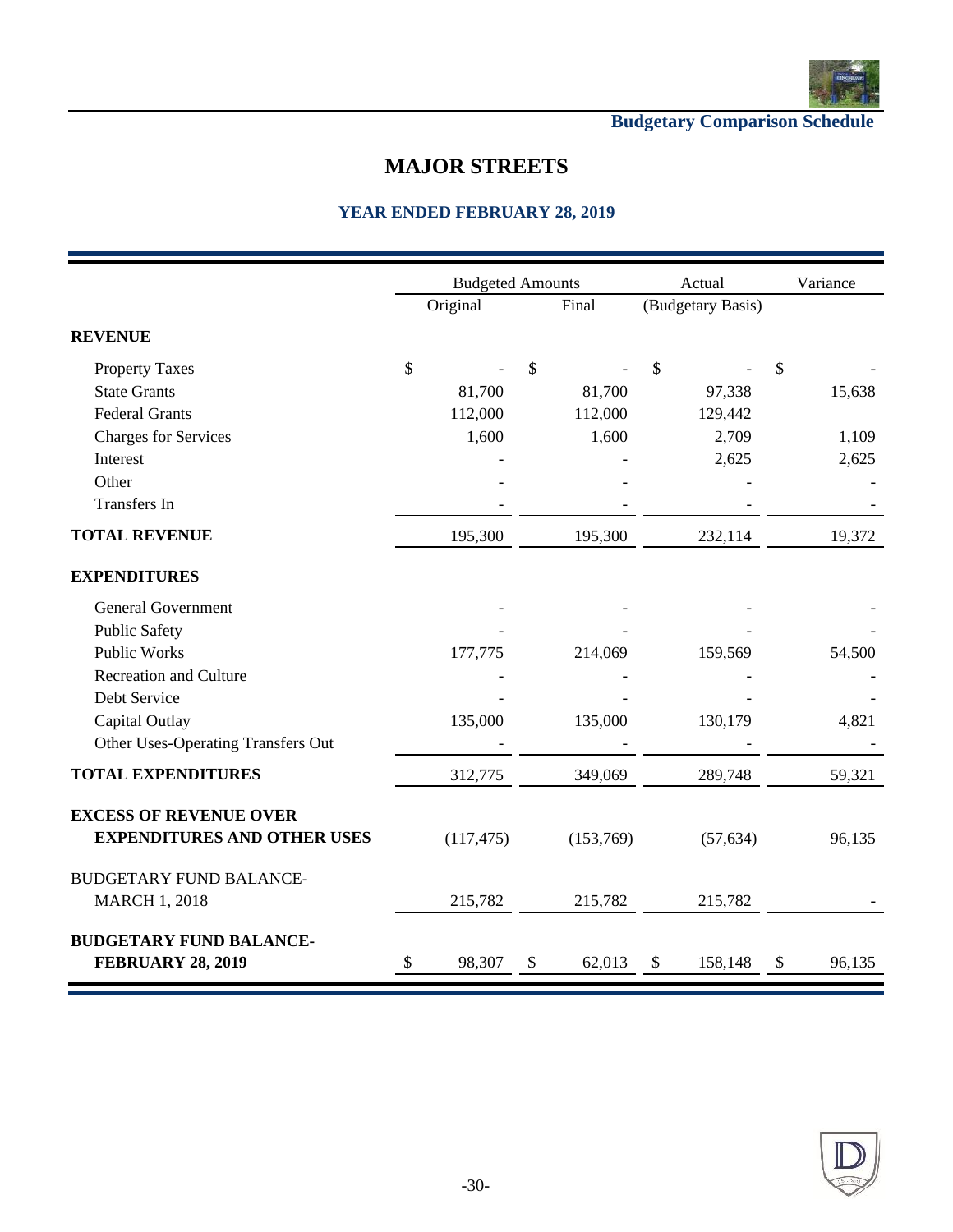## Budgetary Comparison Schedule

# MAJOR STREETS

### YEAR ENDED FEBRUARY 28, 2019

| | Budgeted Amounts | | Actual | Variance |
|---|---|---|---|---|
| | Original | Final | (Budgetary Basis) | |
| **REVENUE** | | | | |
| Property Taxes | $ - | $ - | $ - | $ - |
| State Grants | 81,700 | 81,700 | 97,338 | 15,638 |
| Federal Grants | 112,000 | 112,000 | 129,442 | |
| Charges for Services | 1,600 | 1,600 | 2,709 | 1,109 |
| Interest | - | - | 2,625 | 2,625 |
| Other | - | - | - | - |
| Transfers In | - | - | - | - |
| **TOTAL REVENUE** | 195,300 | 195,300 | 232,114 | 19,372 |
| **EXPENDITURES** | | | | |
| General Government | - | - | - | - |
| Public Safety | - | - | - | - |
| Public Works | 177,775 | 214,069 | 159,569 | 54,500 |
| Recreation and Culture | - | - | - | - |
| Debt Service | - | - | - | - |
| Capital Outlay | 135,000 | 135,000 | 130,179 | 4,821 |
| Other Uses-Operating Transfers Out | - | - | - | - |
| **TOTAL EXPENDITURES** | 312,775 | 349,069 | 289,748 | 59,321 |
| **EXCESS OF REVENUE OVER EXPENDITURES AND OTHER USES** | (117,475) | (153,769) | (57,634) | 96,135 |
| BUDGETARY FUND BALANCE- MARCH 1, 2018 | 215,782 | 215,782 | 215,782 | - |
| **BUDGETARY FUND BALANCE- FEBRUARY 28, 2019** | $ 98,307 | $ 62,013 | $ 158,148 | $ 96,135 |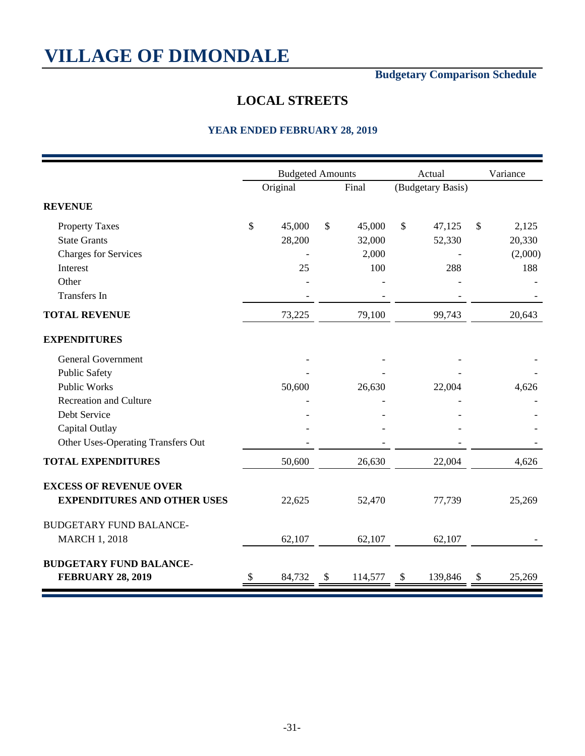# VILLAGE OF DIMONDALE

**Budgetary Comparison Schedule**

## LOCAL STREETS

### YEAR ENDED FEBRUARY 28, 2019

| | Budgeted Amounts | | Actual | Variance |
|---|---|---|---|---|
| | Original | Final | (Budgetary Basis) | |
| **REVENUE** | | | | |
| Property Taxes | $ 45,000 | $ 45,000 | $ 47,125 | $ 2,125 |
| State Grants | 28,200 | 32,000 | 52,330 | 20,330 |
| Charges for Services | - | 2,000 | - | (2,000) |
| Interest | 25 | 100 | 288 | 188 |
| Other | - | - | - | - |
| Transfers In | - | - | - | - |
| **TOTAL REVENUE** | 73,225 | 79,100 | 99,743 | 20,643 |
| **EXPENDITURES** | | | | |
| General Government | - | - | - | - |
| Public Safety | - | - | - | - |
| Public Works | 50,600 | 26,630 | 22,004 | 4,626 |
| Recreation and Culture | - | - | - | - |
| Debt Service | - | - | - | - |
| Capital Outlay | - | - | - | - |
| Other Uses-Operating Transfers Out | - | - | - | - |
| **TOTAL EXPENDITURES** | 50,600 | 26,630 | 22,004 | 4,626 |
| **EXCESS OF REVENUE OVER EXPENDITURES AND OTHER USES** | 22,625 | 52,470 | 77,739 | 25,269 |
| BUDGETARY FUND BALANCE- MARCH 1, 2018 | 62,107 | 62,107 | 62,107 | - |
| **BUDGETARY FUND BALANCE- FEBRUARY 28, 2019** | $ 84,732 | $ 114,577 | $ 139,846 | $ 25,269 |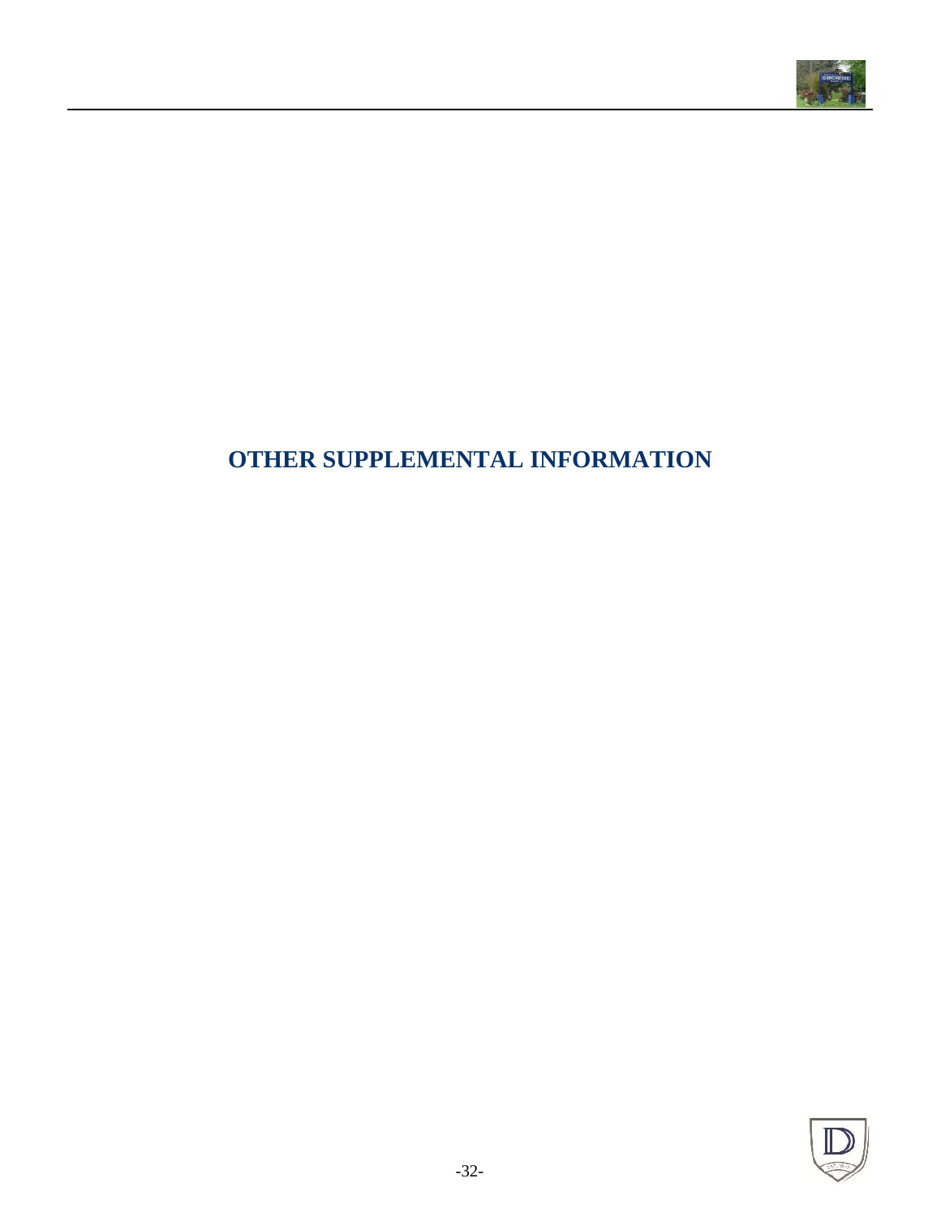# OTHER SUPPLEMENTAL INFORMATION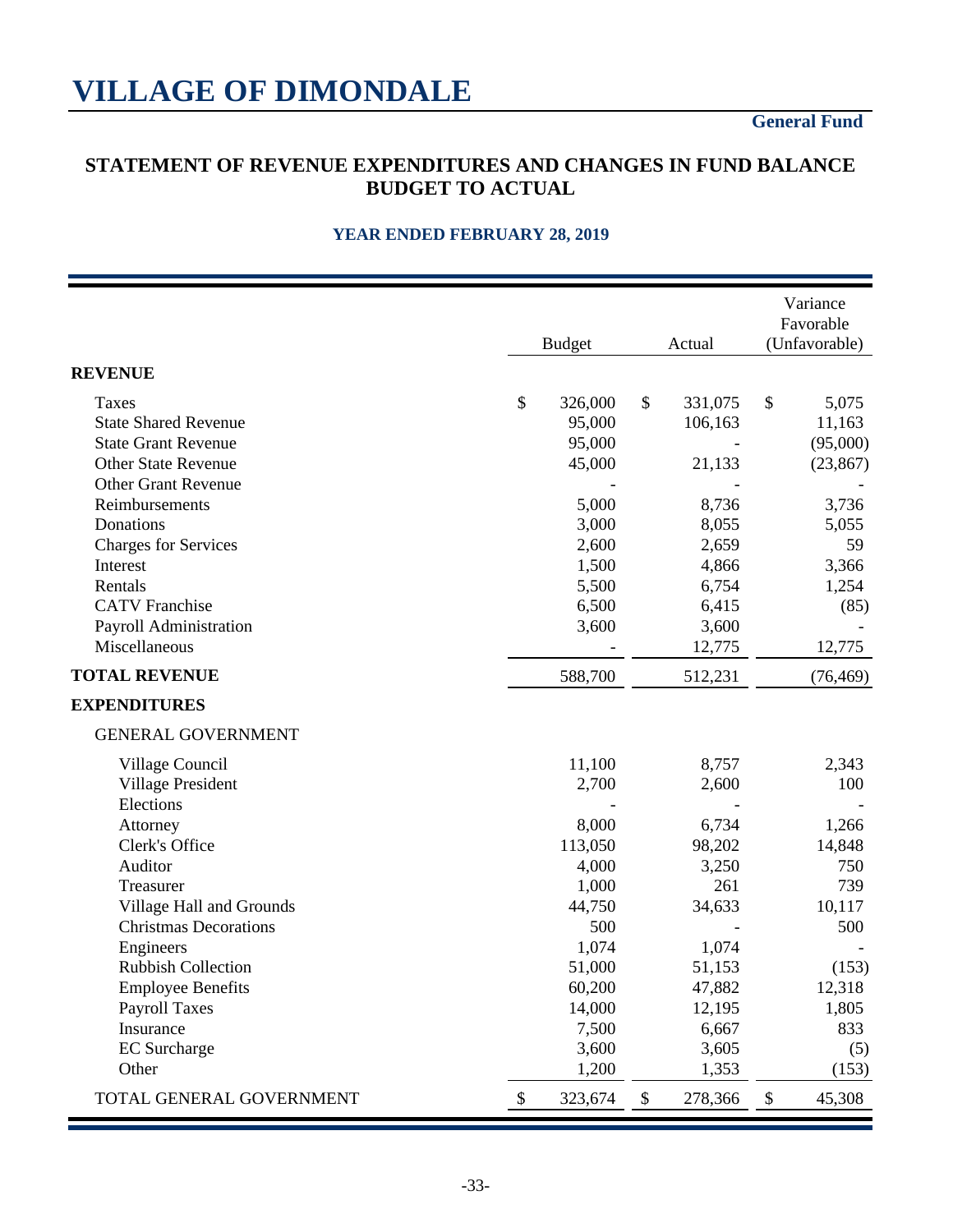# VILLAGE OF DIMONDALE

**General Fund**

## STATEMENT OF REVENUE EXPENDITURES AND CHANGES IN FUND BALANCE BUDGET TO ACTUAL

### YEAR ENDED FEBRUARY 28, 2019

| | Budget | Actual | Variance Favorable (Unfavorable) |
|---|---|---|---|
| **REVENUE** | | | |
| Taxes | $ 326,000 | $ 331,075 | $ 5,075 |
| State Shared Revenue | 95,000 | 106,163 | 11,163 |
| State Grant Revenue | 95,000 | - | (95,000) |
| Other State Revenue | 45,000 | 21,133 | (23,867) |
| Other Grant Revenue | - | - | - |
| Reimbursements | 5,000 | 8,736 | 3,736 |
| Donations | 3,000 | 8,055 | 5,055 |
| Charges for Services | 2,600 | 2,659 | 59 |
| Interest | 1,500 | 4,866 | 3,366 |
| Rentals | 5,500 | 6,754 | 1,254 |
| CATV Franchise | 6,500 | 6,415 | (85) |
| Payroll Administration | 3,600 | 3,600 | - |
| Miscellaneous | - | 12,775 | 12,775 |
| **TOTAL REVENUE** | 588,700 | 512,231 | (76,469) |
| **EXPENDITURES** | | | |
| GENERAL GOVERNMENT | | | |
| Village Council | 11,100 | 8,757 | 2,343 |
| Village President | 2,700 | 2,600 | 100 |
| Elections | - | - | - |
| Attorney | 8,000 | 6,734 | 1,266 |
| Clerk's Office | 113,050 | 98,202 | 14,848 |
| Auditor | 4,000 | 3,250 | 750 |
| Treasurer | 1,000 | 261 | 739 |
| Village Hall and Grounds | 44,750 | 34,633 | 10,117 |
| Christmas Decorations | 500 | - | 500 |
| Engineers | 1,074 | 1,074 | - |
| Rubbish Collection | 51,000 | 51,153 | (153) |
| Employee Benefits | 60,200 | 47,882 | 12,318 |
| Payroll Taxes | 14,000 | 12,195 | 1,805 |
| Insurance | 7,500 | 6,667 | 833 |
| EC Surcharge | 3,600 | 3,605 | (5) |
| Other | 1,200 | 1,353 | (153) |
| TOTAL GENERAL GOVERNMENT | $ 323,674 | $ 278,366 | $ 45,308 |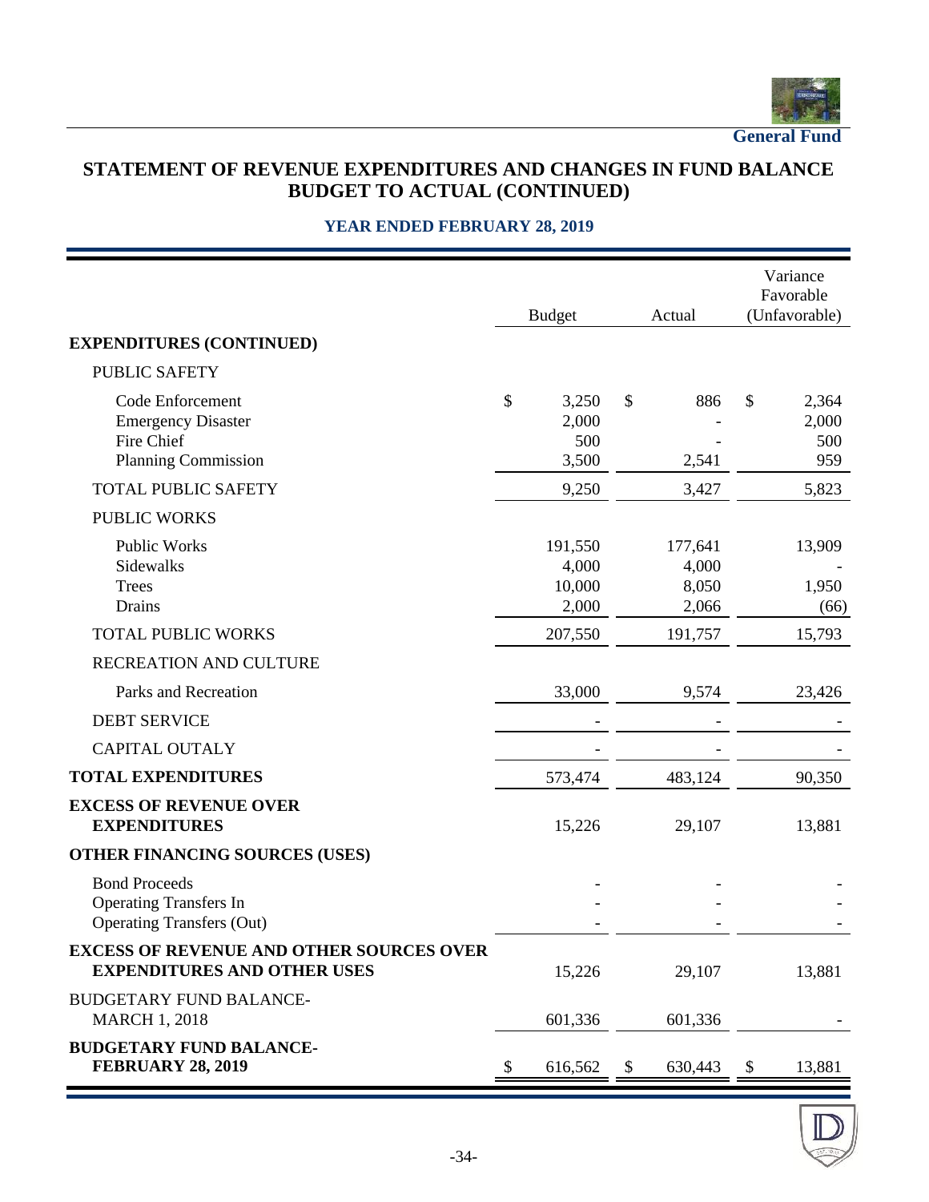General Fund

## STATEMENT OF REVENUE EXPENDITURES AND CHANGES IN FUND BALANCE BUDGET TO ACTUAL (CONTINUED)

### YEAR ENDED FEBRUARY 28, 2019

| | Budget | Actual | Variance Favorable (Unfavorable) |
|---|---|---|---|
| **EXPENDITURES (CONTINUED)** | | | |
| PUBLIC SAFETY | | | |
| Code Enforcement | $ 3,250 | $ 886 | $ 2,364 |
| Emergency Disaster | 2,000 | - | 2,000 |
| Fire Chief | 500 | - | 500 |
| Planning Commission | 3,500 | 2,541 | 959 |
| TOTAL PUBLIC SAFETY | 9,250 | 3,427 | 5,823 |
| PUBLIC WORKS | | | |
| Public Works | 191,550 | 177,641 | 13,909 |
| Sidewalks | 4,000 | 4,000 | - |
| Trees | 10,000 | 8,050 | 1,950 |
| Drains | 2,000 | 2,066 | (66) |
| TOTAL PUBLIC WORKS | 207,550 | 191,757 | 15,793 |
| RECREATION AND CULTURE | | | |
| Parks and Recreation | 33,000 | 9,574 | 23,426 |
| DEBT SERVICE | - | - | - |
| CAPITAL OUTALY | - | - | - |
| **TOTAL EXPENDITURES** | 573,474 | 483,124 | 90,350 |
| **EXCESS OF REVENUE OVER EXPENDITURES** | 15,226 | 29,107 | 13,881 |
| **OTHER FINANCING SOURCES (USES)** | | | |
| Bond Proceeds | - | - | - |
| Operating Transfers In | - | - | - |
| Operating Transfers (Out) | - | - | - |
| **EXCESS OF REVENUE AND OTHER SOURCES OVER EXPENDITURES AND OTHER USES** | 15,226 | 29,107 | 13,881 |
| BUDGETARY FUND BALANCE- MARCH 1, 2018 | 601,336 | 601,336 | - |
| **BUDGETARY FUND BALANCE- FEBRUARY 28, 2019** | $ 616,562 | $ 630,443 | $ 13,881 |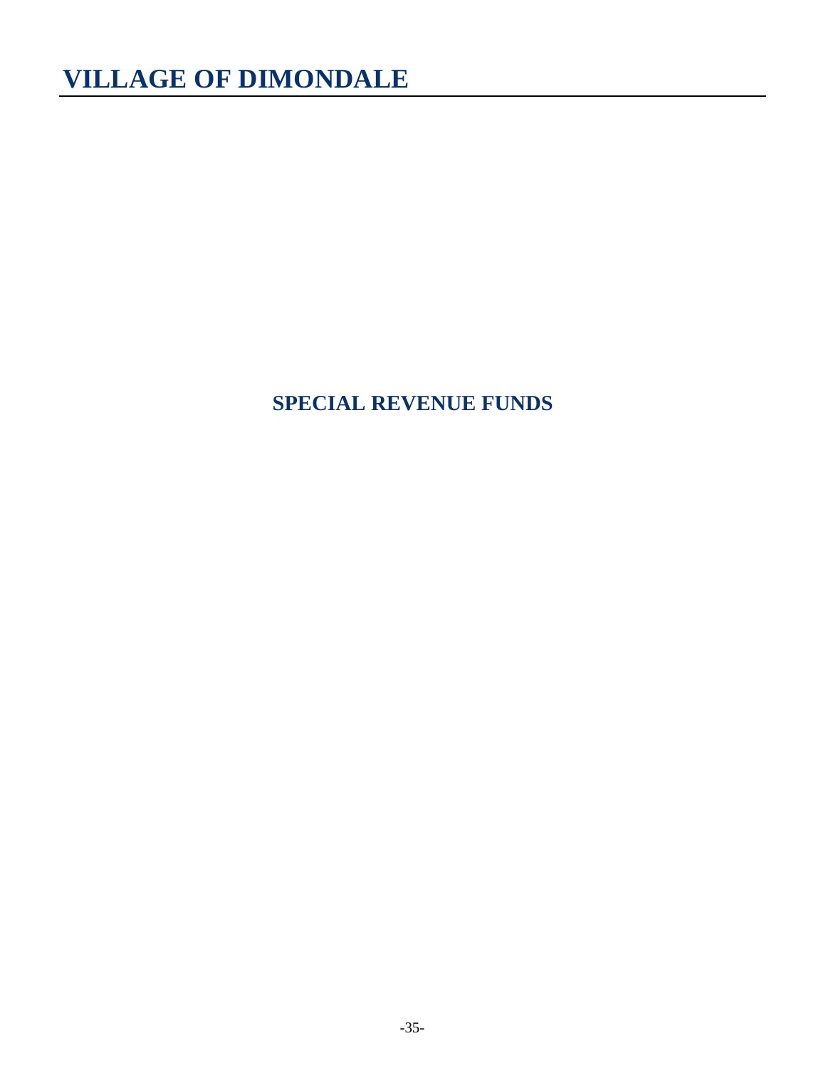# VILLAGE OF DIMONDALE

## SPECIAL REVENUE FUNDS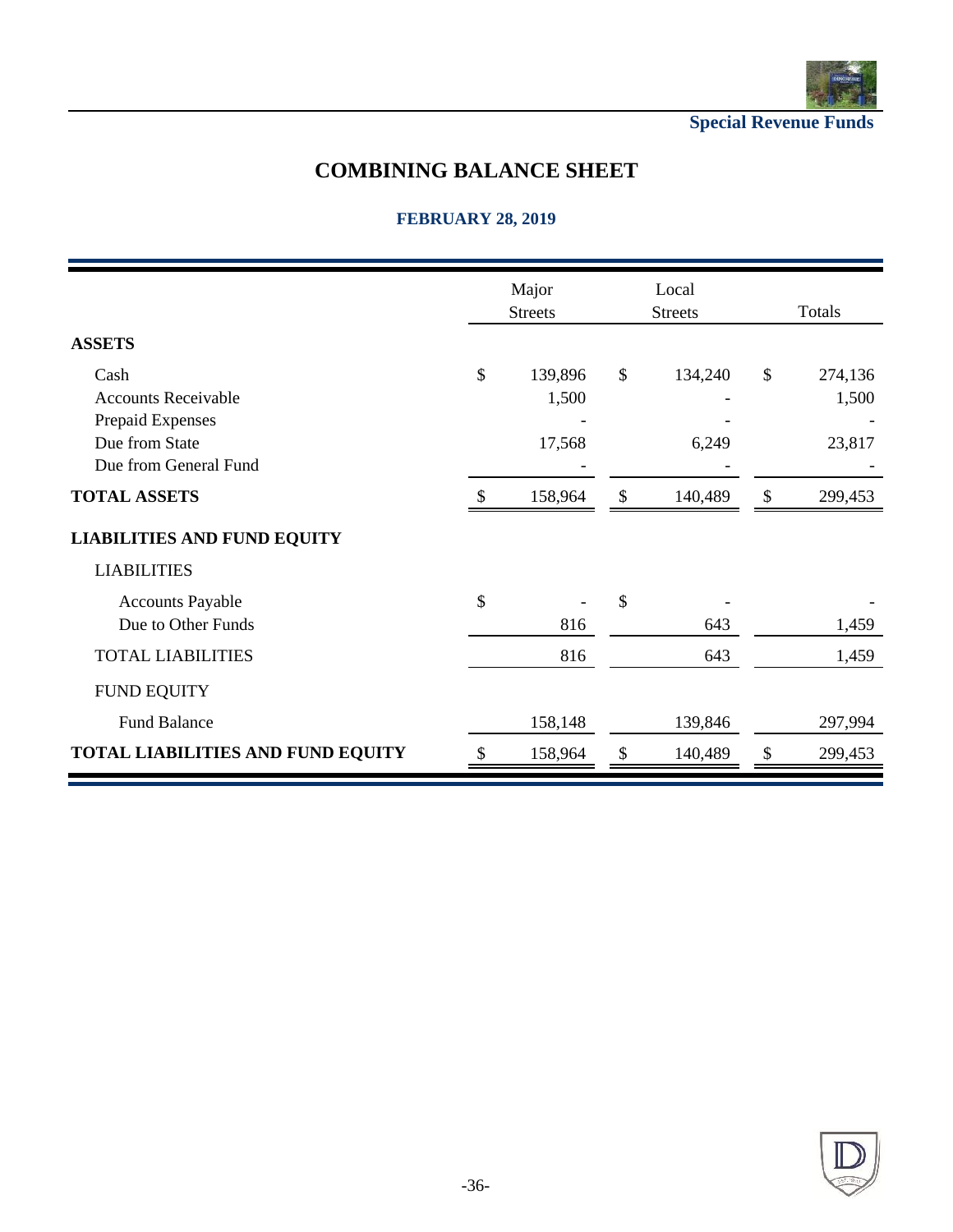Special Revenue Funds

# COMBINING BALANCE SHEET

## FEBRUARY 28, 2019

| | Major Streets | Local Streets | Totals |
|---|---|---|---|
| **ASSETS** | | | |
| Cash | $ 139,896 | $ 134,240 | $ 274,136 |
| Accounts Receivable | 1,500 | - | 1,500 |
| Prepaid Expenses | - | - | - |
| Due from State | 17,568 | 6,249 | 23,817 |
| Due from General Fund | - | - | - |
| **TOTAL ASSETS** | $ 158,964 | $ 140,489 | $ 299,453 |
| **LIABILITIES AND FUND EQUITY** | | | |
| LIABILITIES | | | |
| Accounts Payable | $ - | $ - | - |
| Due to Other Funds | 816 | 643 | 1,459 |
| TOTAL LIABILITIES | 816 | 643 | 1,459 |
| FUND EQUITY | | | |
| Fund Balance | 158,148 | 139,846 | 297,994 |
| **TOTAL LIABILITIES AND FUND EQUITY** | $ 158,964 | $ 140,489 | $ 299,453 |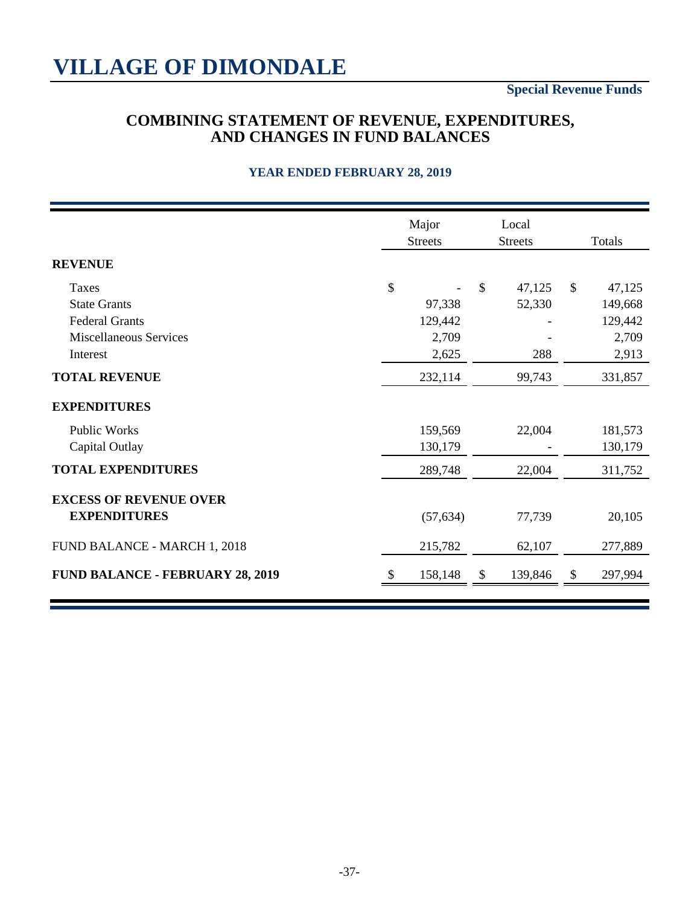# VILLAGE OF DIMONDALE

**Special Revenue Funds**

## COMBINING STATEMENT OF REVENUE, EXPENDITURES, AND CHANGES IN FUND BALANCES

### YEAR ENDED FEBRUARY 28, 2019

| | Major Streets | Local Streets | Totals |
|---|---|---|---|
| **REVENUE** | | | |
| Taxes | $ - | $ 47,125 | $ 47,125 |
| State Grants | 97,338 | 52,330 | 149,668 |
| Federal Grants | 129,442 | - | 129,442 |
| Miscellaneous Services | 2,709 | - | 2,709 |
| Interest | 2,625 | 288 | 2,913 |
| **TOTAL REVENUE** | 232,114 | 99,743 | 331,857 |
| **EXPENDITURES** | | | |
| Public Works | 159,569 | 22,004 | 181,573 |
| Capital Outlay | 130,179 | - | 130,179 |
| **TOTAL EXPENDITURES** | 289,748 | 22,004 | 311,752 |
| **EXCESS OF REVENUE OVER EXPENDITURES** | (57,634) | 77,739 | 20,105 |
| FUND BALANCE - MARCH 1, 2018 | 215,782 | 62,107 | 277,889 |
| **FUND BALANCE - FEBRUARY 28, 2019** | $ 158,148 | $ 139,846 | $ 297,994 |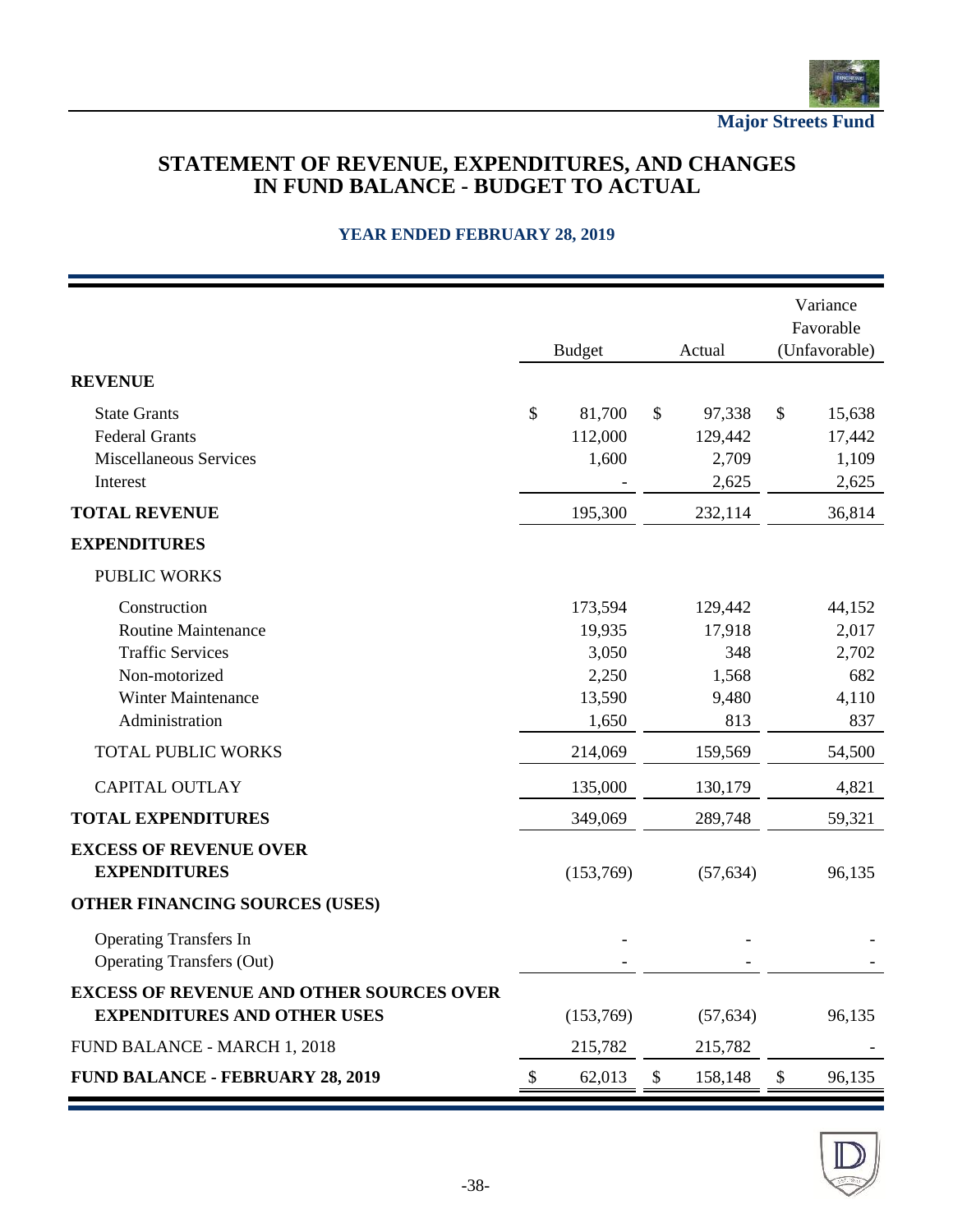Major Streets Fund

# STATEMENT OF REVENUE, EXPENDITURES, AND CHANGES IN FUND BALANCE - BUDGET TO ACTUAL

### YEAR ENDED FEBRUARY 28, 2019

| | Budget | Actual | Variance Favorable (Unfavorable) |
|---|---|---|---|
| **REVENUE** | | | |
| State Grants | $ 81,700 | $ 97,338 | $ 15,638 |
| Federal Grants | 112,000 | 129,442 | 17,442 |
| Miscellaneous Services | 1,600 | 2,709 | 1,109 |
| Interest | - | 2,625 | 2,625 |
| **TOTAL REVENUE** | 195,300 | 232,114 | 36,814 |
| **EXPENDITURES** | | | |
| PUBLIC WORKS | | | |
| Construction | 173,594 | 129,442 | 44,152 |
| Routine Maintenance | 19,935 | 17,918 | 2,017 |
| Traffic Services | 3,050 | 348 | 2,702 |
| Non-motorized | 2,250 | 1,568 | 682 |
| Winter Maintenance | 13,590 | 9,480 | 4,110 |
| Administration | 1,650 | 813 | 837 |
| TOTAL PUBLIC WORKS | 214,069 | 159,569 | 54,500 |
| CAPITAL OUTLAY | 135,000 | 130,179 | 4,821 |
| **TOTAL EXPENDITURES** | 349,069 | 289,748 | 59,321 |
| **EXCESS OF REVENUE OVER EXPENDITURES** | (153,769) | (57,634) | 96,135 |
| **OTHER FINANCING SOURCES (USES)** | | | |
| Operating Transfers In | - | - | - |
| Operating Transfers (Out) | - | - | - |
| **EXCESS OF REVENUE AND OTHER SOURCES OVER EXPENDITURES AND OTHER USES** | (153,769) | (57,634) | 96,135 |
| FUND BALANCE - MARCH 1, 2018 | 215,782 | 215,782 | - |
| **FUND BALANCE - FEBRUARY 28, 2019** | $ 62,013 | $ 158,148 | $ 96,135 |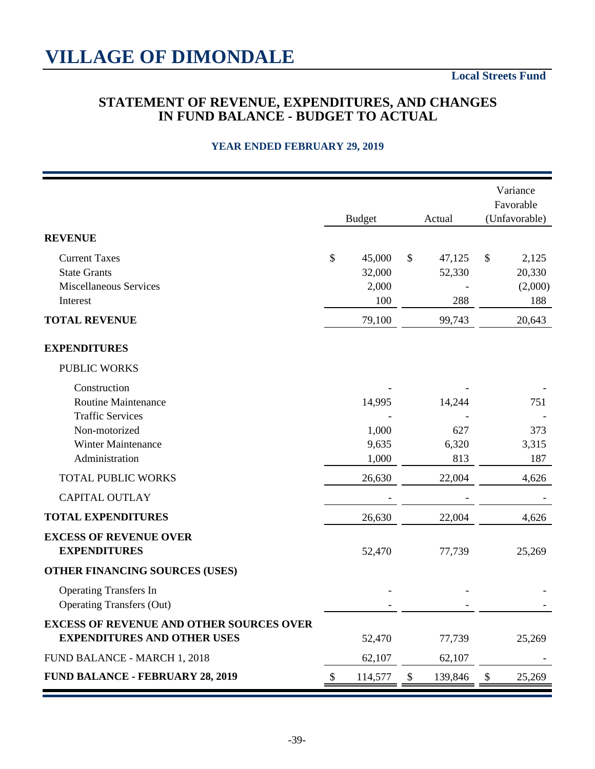# VILLAGE OF DIMONDALE

**Local Streets Fund**

## STATEMENT OF REVENUE, EXPENDITURES, AND CHANGES IN FUND BALANCE - BUDGET TO ACTUAL

**YEAR ENDED FEBRUARY 29, 2019**

| | Budget | Actual | Variance Favorable (Unfavorable) |
|---|---|---|---|
| **REVENUE** | | | |
| Current Taxes | $ 45,000 | $ 47,125 | $ 2,125 |
| State Grants | 32,000 | 52,330 | 20,330 |
| Miscellaneous Services | 2,000 | - | (2,000) |
| Interest | 100 | 288 | 188 |
| **TOTAL REVENUE** | 79,100 | 99,743 | 20,643 |
| **EXPENDITURES** | | | |
| PUBLIC WORKS | | | |
| Construction | - | - | - |
| Routine Maintenance | 14,995 | 14,244 | 751 |
| Traffic Services | - | - | - |
| Non-motorized | 1,000 | 627 | 373 |
| Winter Maintenance | 9,635 | 6,320 | 3,315 |
| Administration | 1,000 | 813 | 187 |
| TOTAL PUBLIC WORKS | 26,630 | 22,004 | 4,626 |
| CAPITAL OUTLAY | - | - | - |
| **TOTAL EXPENDITURES** | 26,630 | 22,004 | 4,626 |
| **EXCESS OF REVENUE OVER EXPENDITURES** | 52,470 | 77,739 | 25,269 |
| **OTHER FINANCING SOURCES (USES)** | | | |
| Operating Transfers In | - | - | - |
| Operating Transfers (Out) | - | - | - |
| **EXCESS OF REVENUE AND OTHER SOURCES OVER EXPENDITURES AND OTHER USES** | 52,470 | 77,739 | 25,269 |
| FUND BALANCE - MARCH 1, 2018 | 62,107 | 62,107 | - |
| **FUND BALANCE - FEBRUARY 28, 2019** | $ 114,577 | $ 139,846 | $ 25,269 |